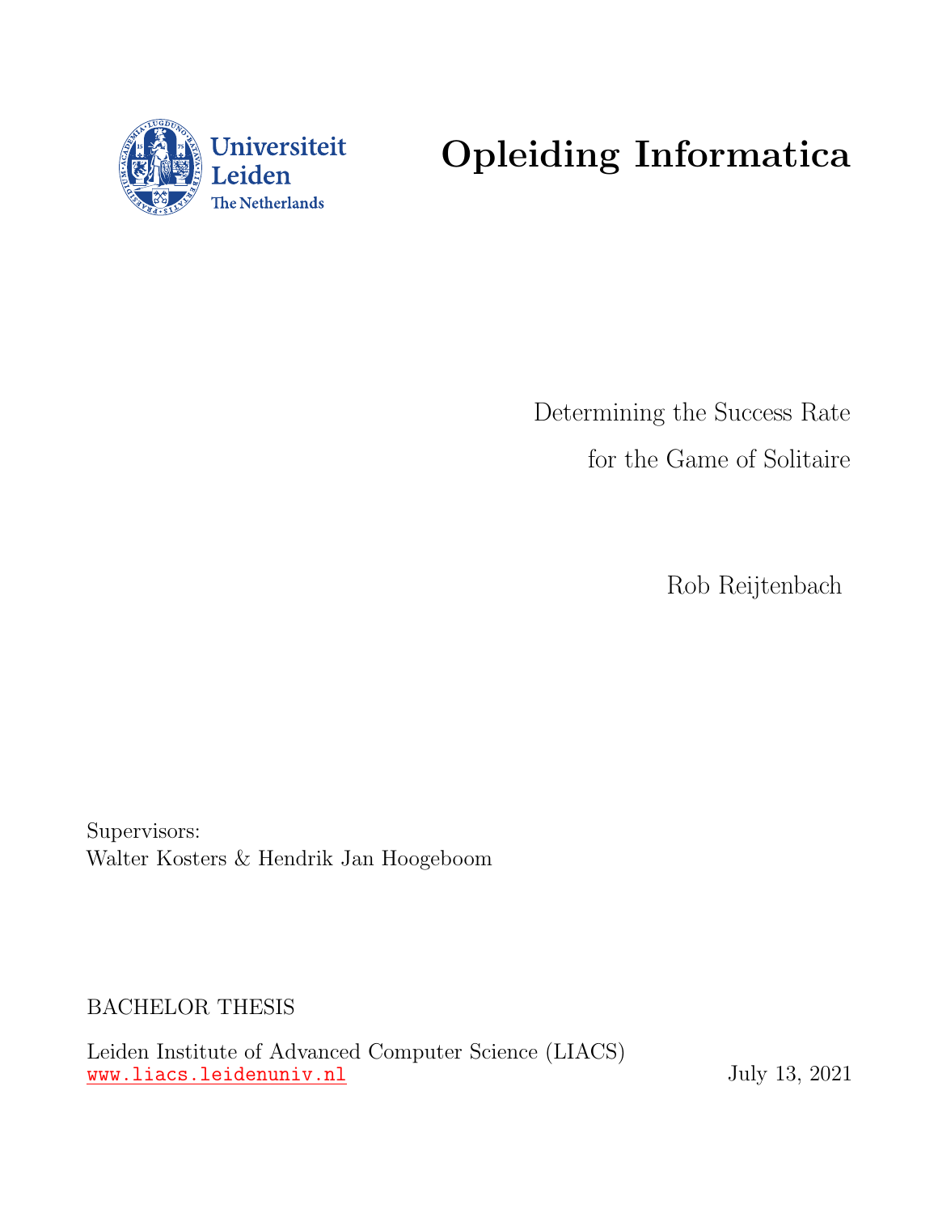Universiteit Leiden
The Netherlands

# Opleiding Informatica

Determining the Success Rate

for the Game of Solitaire

Rob Reijtenbach

Supervisors:
Walter Kosters & Hendrik Jan Hoogeboom

BACHELOR THESIS

Leiden Institute of Advanced Computer Science (LIACS)
www.liacs.leidenuniv.nl

July 13, 2021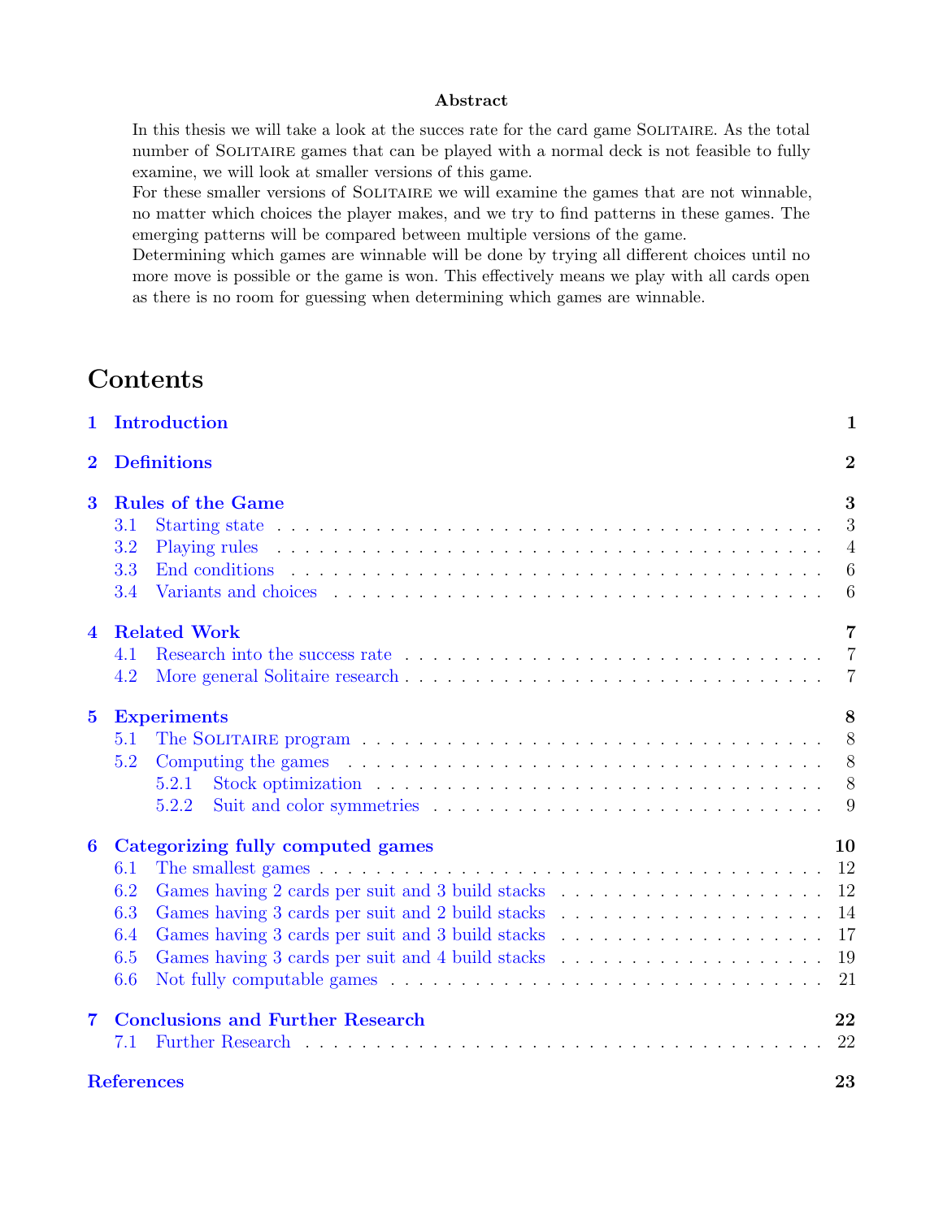**Abstract**

In this thesis we will take a look at the succes rate for the card game SOLITAIRE. As the total number of SOLITAIRE games that can be played with a normal deck is not feasible to fully examine, we will look at smaller versions of this game.
For these smaller versions of SOLITAIRE we will examine the games that are not winnable, no matter which choices the player makes, and we try to find patterns in these games. The emerging patterns will be compared between multiple versions of the game.
Determining which games are winnable will be done by trying all different choices until no more move is possible or the game is won. This effectively means we play with all cards open as there is no room for guessing when determining which games are winnable.

# Contents

- **1 Introduction** — 1
- **2 Definitions** — 2
- **3 Rules of the Game** — 3
  - 3.1 Starting state — 3
  - 3.2 Playing rules — 4
  - 3.3 End conditions — 6
  - 3.4 Variants and choices — 6
- **4 Related Work** — 7
  - 4.1 Research into the success rate — 7
  - 4.2 More general Solitaire research — 7
- **5 Experiments** — 8
  - 5.1 The SOLITAIRE program — 8
  - 5.2 Computing the games — 8
    - 5.2.1 Stock optimization — 8
    - 5.2.2 Suit and color symmetries — 9
- **6 Categorizing fully computed games** — 10
  - 6.1 The smallest games — 12
  - 6.2 Games having 2 cards per suit and 3 build stacks — 12
  - 6.3 Games having 3 cards per suit and 2 build stacks — 14
  - 6.4 Games having 3 cards per suit and 3 build stacks — 17
  - 6.5 Games having 3 cards per suit and 4 build stacks — 19
  - 6.6 Not fully computable games — 21
- **7 Conclusions and Further Research** — 22
  - 7.1 Further Research — 22
- **References** — 23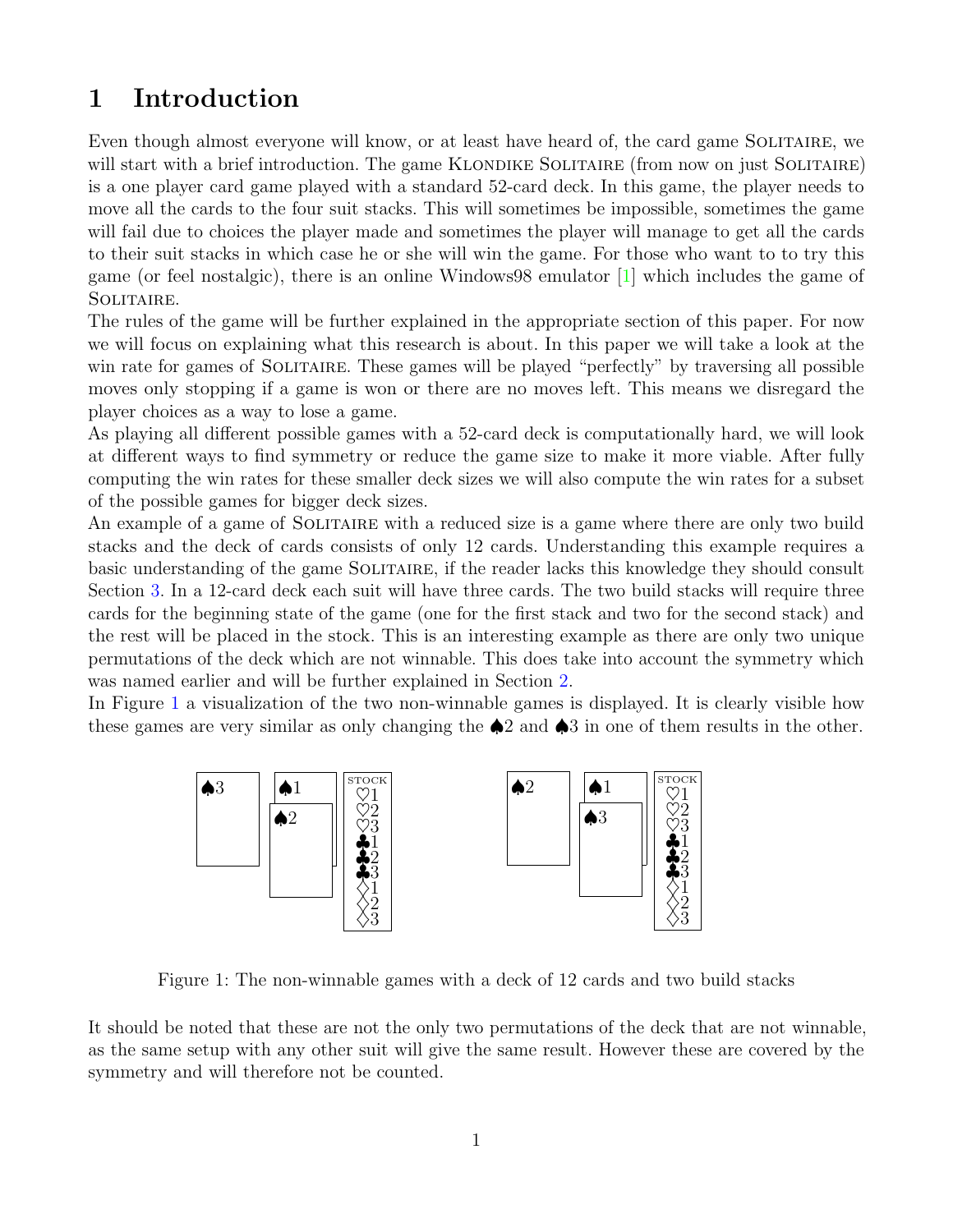# 1 Introduction

Even though almost everyone will know, or at least have heard of, the card game SOLITAIRE, we will start with a brief introduction. The game KLONDIKE SOLITAIRE (from now on just SOLITAIRE) is a one player card game played with a standard 52-card deck. In this game, the player needs to move all the cards to the four suit stacks. This will sometimes be impossible, sometimes the game will fail due to choices the player made and sometimes the player will manage to get all the cards to their suit stacks in which case he or she will win the game. For those who want to to try this game (or feel nostalgic), there is an online Windows98 emulator [1] which includes the game of SOLITAIRE.

The rules of the game will be further explained in the appropriate section of this paper. For now we will focus on explaining what this research is about. In this paper we will take a look at the win rate for games of SOLITAIRE. These games will be played "perfectly" by traversing all possible moves only stopping if a game is won or there are no moves left. This means we disregard the player choices as a way to lose a game.

As playing all different possible games with a 52-card deck is computationally hard, we will look at different ways to find symmetry or reduce the game size to make it more viable. After fully computing the win rates for these smaller deck sizes we will also compute the win rates for a subset of the possible games for bigger deck sizes.

An example of a game of SOLITAIRE with a reduced size is a game where there are only two build stacks and the deck of cards consists of only 12 cards. Understanding this example requires a basic understanding of the game SOLITAIRE, if the reader lacks this knowledge they should consult Section 3. In a 12-card deck each suit will have three cards. The two build stacks will require three cards for the beginning state of the game (one for the first stack and two for the second stack) and the rest will be placed in the stock. This is an interesting example as there are only two unique permutations of the deck which are not winnable. This does take into account the symmetry which was named earlier and will be further explained in Section 2.

In Figure 1 a visualization of the two non-winnable games is displayed. It is clearly visible how these games are very similar as only changing the ♠2 and ♠3 in one of them results in the other.

| Game | Build stack 1 | Build stack 2 | Stock |
|---|---|---|---|
| Left | ♠3 | ♠1, ♠2 | ♡1, ♡2, ♡3, ♣1, ♣2, ♣3, ◇1, ◇2, ◇3 |
| Right | ♠2 | ♠1, ♠3 | ♡1, ♡2, ♡3, ♣1, ♣2, ♣3, ◇1, ◇2, ◇3 |

Figure 1: The non-winnable games with a deck of 12 cards and two build stacks

It should be noted that these are not the only two permutations of the deck that are not winnable, as the same setup with any other suit will give the same result. However these are covered by the symmetry and will therefore not be counted.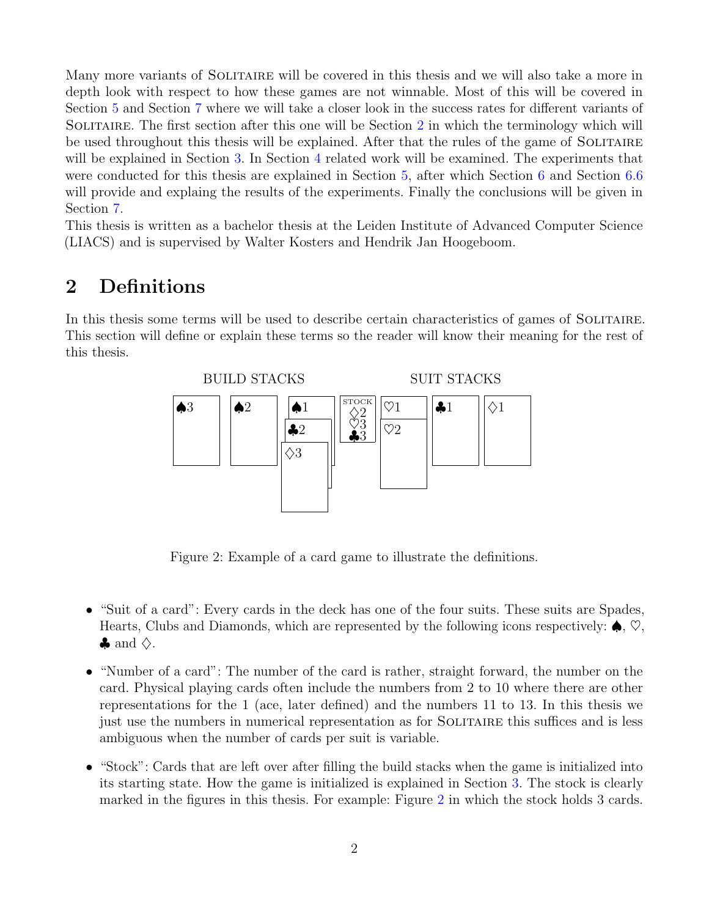Many more variants of SOLITAIRE will be covered in this thesis and we will also take a more in depth look with respect to how these games are not winnable. Most of this will be covered in Section 5 and Section 7 where we will take a closer look in the success rates for different variants of SOLITAIRE. The first section after this one will be Section 2 in which the terminology which will be used throughout this thesis will be explained. After that the rules of the game of SOLITAIRE will be explained in Section 3. In Section 4 related work will be examined. The experiments that were conducted for this thesis are explained in Section 5, after which Section 6 and Section 6.6 will provide and explaing the results of the experiments. Finally the conclusions will be given in Section 7.

This thesis is written as a bachelor thesis at the Leiden Institute of Advanced Computer Science (LIACS) and is supervised by Walter Kosters and Hendrik Jan Hoogeboom.

## 2 Definitions

In this thesis some terms will be used to describe certain characteristics of games of SOLITAIRE. This section will define or explain these terms so the reader will know their meaning for the rest of this thesis.

BUILD STACKS SUIT STACKS

♠3 ♠2 ♠1 ♣2 ♢3 STOCK ♢2 ♡3 ♣3 ♡1 ♡2 ♣1 ♢1

Figure 2: Example of a card game to illustrate the definitions.

- "Suit of a card": Every cards in the deck has one of the four suits. These suits are Spades, Hearts, Clubs and Diamonds, which are represented by the following icons respectively: ♠, ♡, ♣ and ♢.
- "Number of a card": The number of the card is rather, straight forward, the number on the card. Physical playing cards often include the numbers from 2 to 10 where there are other representations for the 1 (ace, later defined) and the numbers 11 to 13. In this thesis we just use the numbers in numerical representation as for SOLITAIRE this suffices and is less ambiguous when the number of cards per suit is variable.
- "Stock": Cards that are left over after filling the build stacks when the game is initialized into its starting state. How the game is initialized is explained in Section 3. The stock is clearly marked in the figures in this thesis. For example: Figure 2 in which the stock holds 3 cards.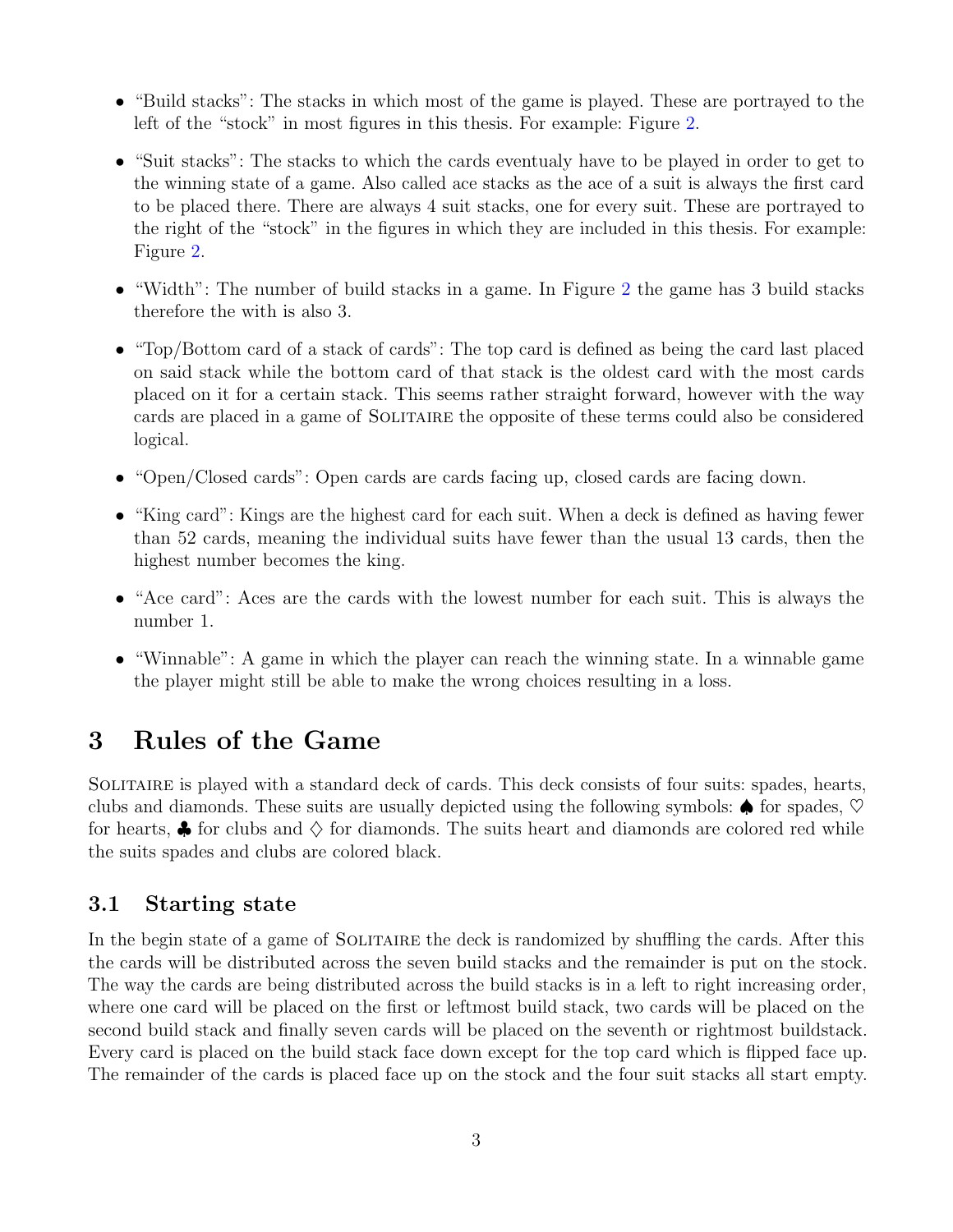- "Build stacks": The stacks in which most of the game is played. These are portrayed to the left of the "stock" in most figures in this thesis. For example: Figure 2.
- "Suit stacks": The stacks to which the cards eventualy have to be played in order to get to the winning state of a game. Also called ace stacks as the ace of a suit is always the first card to be placed there. There are always 4 suit stacks, one for every suit. These are portrayed to the right of the "stock" in the figures in which they are included in this thesis. For example: Figure 2.
- "Width": The number of build stacks in a game. In Figure 2 the game has 3 build stacks therefore the with is also 3.
- "Top/Bottom card of a stack of cards": The top card is defined as being the card last placed on said stack while the bottom card of that stack is the oldest card with the most cards placed on it for a certain stack. This seems rather straight forward, however with the way cards are placed in a game of SOLITAIRE the opposite of these terms could also be considered logical.
- "Open/Closed cards": Open cards are cards facing up, closed cards are facing down.
- "King card": Kings are the highest card for each suit. When a deck is defined as having fewer than 52 cards, meaning the individual suits have fewer than the usual 13 cards, then the highest number becomes the king.
- "Ace card": Aces are the cards with the lowest number for each suit. This is always the number 1.
- "Winnable": A game in which the player can reach the winning state. In a winnable game the player might still be able to make the wrong choices resulting in a loss.

# 3 Rules of the Game

SOLITAIRE is played with a standard deck of cards. This deck consists of four suits: spades, hearts, clubs and diamonds. These suits are usually depicted using the following symbols: ♠ for spades, ♡ for hearts, ♣ for clubs and ♢ for diamonds. The suits heart and diamonds are colored red while the suits spades and clubs are colored black.

## 3.1 Starting state

In the begin state of a game of SOLITAIRE the deck is randomized by shuffling the cards. After this the cards will be distributed across the seven build stacks and the remainder is put on the stock. The way the cards are being distributed across the build stacks is in a left to right increasing order, where one card will be placed on the first or leftmost build stack, two cards will be placed on the second build stack and finally seven cards will be placed on the seventh or rightmost buildstack. Every card is placed on the build stack face down except for the top card which is flipped face up. The remainder of the cards is placed face up on the stock and the four suit stacks all start empty.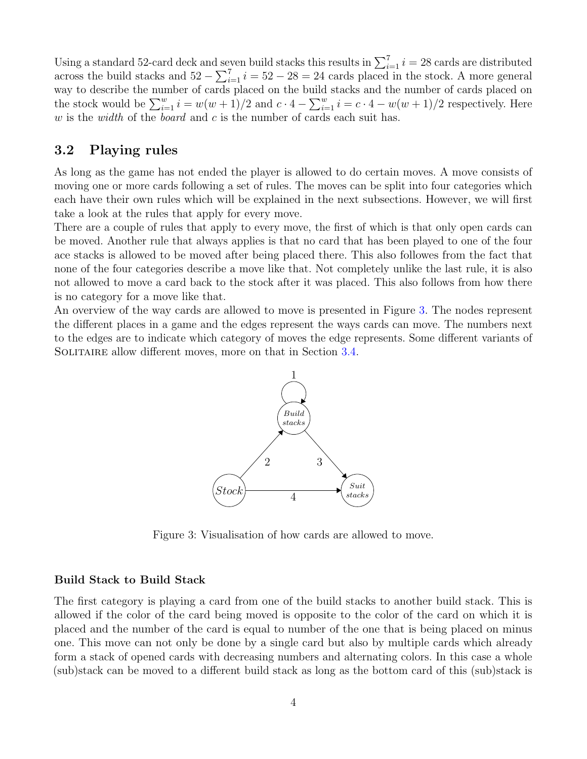Using a standard 52-card deck and seven build stacks this results in $\sum_{i=1}^{7} i = 28$ cards are distributed across the build stacks and $52 - \sum_{i=1}^{7} i = 52 - 28 = 24$ cards placed in the stock. A more general way to describe the number of cards placed on the build stacks and the number of cards placed on the stock would be $\sum_{i=1}^{w} i = w(w+1)/2$ and $c \cdot 4 - \sum_{i=1}^{w} i = c \cdot 4 - w(w+1)/2$ respectively. Here $w$ is the *width* of the *board* and $c$ is the number of cards each suit has.

## 3.2 Playing rules

As long as the game has not ended the player is allowed to do certain moves. A move consists of moving one or more cards following a set of rules. The moves can be split into four categories which each have their own rules which will be explained in the next subsections. However, we will first take a look at the rules that apply for every move.

There are a couple of rules that apply to every move, the first of which is that only open cards can be moved. Another rule that always applies is that no card that has been played to one of the four ace stacks is allowed to be moved after being placed there. This also followes from the fact that none of the four categories describe a move like that. Not completely unlike the last rule, it is also not allowed to move a card back to the stock after it was placed. This also follows from how there is no category for a move like that.

An overview of the way cards are allowed to move is presented in Figure 3. The nodes represent the different places in a game and the edges represent the ways cards can move. The numbers next to the edges are to indicate which category of moves the edge represents. Some different variants of Solitaire allow different moves, more on that in Section 3.4.

Figure 3: Visualisation of how cards are allowed to move.

#### Build Stack to Build Stack

The first category is playing a card from one of the build stacks to another build stack. This is allowed if the color of the card being moved is opposite to the color of the card on which it is placed and the number of the card is equal to number of the one that is being placed on minus one. This move can not only be done by a single card but also by multiple cards which already form a stack of opened cards with decreasing numbers and alternating colors. In this case a whole (sub)stack can be moved to a different build stack as long as the bottom card of this (sub)stack is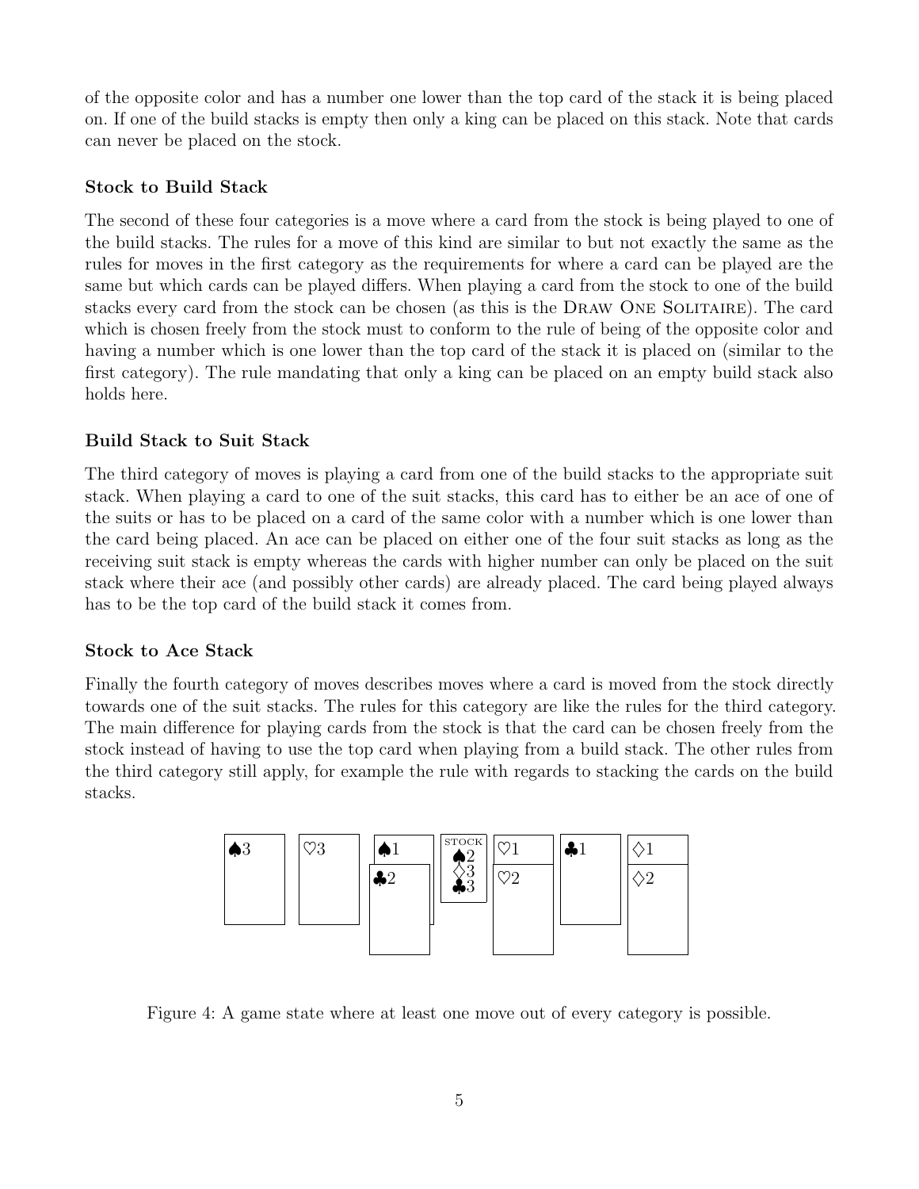of the opposite color and has a number one lower than the top card of the stack it is being placed on. If one of the build stacks is empty then only a king can be placed on this stack. Note that cards can never be placed on the stock.

### Stock to Build Stack

The second of these four categories is a move where a card from the stock is being played to one of the build stacks. The rules for a move of this kind are similar to but not exactly the same as the rules for moves in the first category as the requirements for where a card can be played are the same but which cards can be played differs. When playing a card from the stock to one of the build stacks every card from the stock can be chosen (as this is the Draw One Solitaire). The card which is chosen freely from the stock must to conform to the rule of being of the opposite color and having a number which is one lower than the top card of the stack it is placed on (similar to the first category). The rule mandating that only a king can be placed on an empty build stack also holds here.

### Build Stack to Suit Stack

The third category of moves is playing a card from one of the build stacks to the appropriate suit stack. When playing a card to one of the suit stacks, this card has to either be an ace of one of the suits or has to be placed on a card of the same color with a number which is one lower than the card being placed. An ace can be placed on either one of the four suit stacks as long as the receiving suit stack is empty whereas the cards with higher number can only be placed on the suit stack where their ace (and possibly other cards) are already placed. The card being played always has to be the top card of the build stack it comes from.

### Stock to Ace Stack

Finally the fourth category of moves describes moves where a card is moved from the stock directly towards one of the suit stacks. The rules for this category are like the rules for the third category. The main difference for playing cards from the stock is that the card can be chosen freely from the stock instead of having to use the top card when playing from a build stack. The other rules from the third category still apply, for example the rule with regards to stacking the cards on the build stacks.

| ♠3 | ♡3 | ♠1 ♣2 | STOCK ♠2 ♢3 ♣3 | ♡1 ♡2 | ♣1 | ♢1 ♢2 |
|---|---|---|---|---|---|---|

Figure 4: A game state where at least one move out of every category is possible.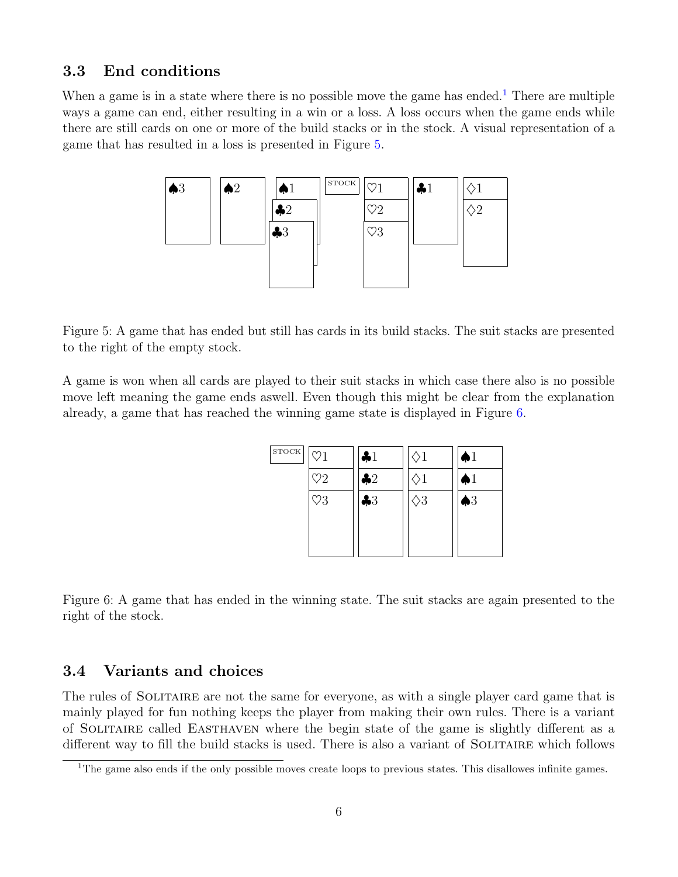## 3.3 End conditions

When a game is in a state where there is no possible move the game has ended.[1] There are multiple ways a game can end, either resulting in a win or a loss. A loss occurs when the game ends while there are still cards on one or more of the build stacks or in the stock. A visual representation of a game that has resulted in a loss is presented in Figure 5.

Figure 5: A game that has ended but still has cards in its build stacks. The suit stacks are presented to the right of the empty stock.

A game is won when all cards are played to their suit stacks in which case there also is no possible move left meaning the game ends aswell. Even though this might be clear from the explanation already, a game that has reached the winning game state is displayed in Figure 6.

Figure 6: A game that has ended in the winning state. The suit stacks are again presented to the right of the stock.

## 3.4 Variants and choices

The rules of Solitaire are not the same for everyone, as with a single player card game that is mainly played for fun nothing keeps the player from making their own rules. There is a variant of Solitaire called Easthaven where the begin state of the game is slightly different as a different way to fill the build stacks is used. There is also a variant of Solitaire which follows

[1] The game also ends if the only possible moves create loops to previous states. This disallowes infinite games.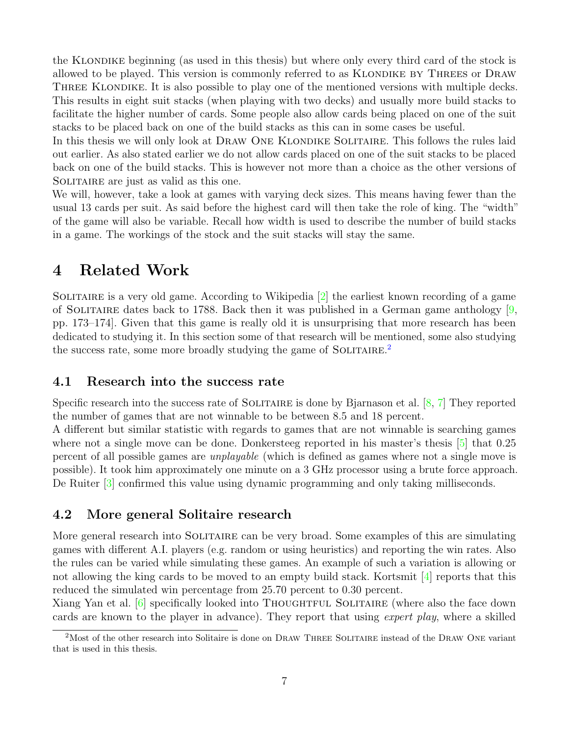the Klondike beginning (as used in this thesis) but where only every third card of the stock is allowed to be played. This version is commonly referred to as Klondike by Threes or Draw Three Klondike. It is also possible to play one of the mentioned versions with multiple decks. This results in eight suit stacks (when playing with two decks) and usually more build stacks to facilitate the higher number of cards. Some people also allow cards being placed on one of the suit stacks to be placed back on one of the build stacks as this can in some cases be useful.

In this thesis we will only look at Draw One Klondike Solitaire. This follows the rules laid out earlier. As also stated earlier we do not allow cards placed on one of the suit stacks to be placed back on one of the build stacks. This is however not more than a choice as the other versions of Solitaire are just as valid as this one.

We will, however, take a look at games with varying deck sizes. This means having fewer than the usual 13 cards per suit. As said before the highest card will then take the role of king. The "width" of the game will also be variable. Recall how width is used to describe the number of build stacks in a game. The workings of the stock and the suit stacks will stay the same.

# 4 Related Work

Solitaire is a very old game. According to Wikipedia [2] the earliest known recording of a game of Solitaire dates back to 1788. Back then it was published in a German game anthology [9, pp. 173–174]. Given that this game is really old it is unsurprising that more research has been dedicated to studying it. In this section some of that research will be mentioned, some also studying the success rate, some more broadly studying the game of Solitaire.[2]

## 4.1 Research into the success rate

Specific research into the success rate of Solitaire is done by Bjarnason et al. [8, 7] They reported the number of games that are not winnable to be between 8.5 and 18 percent.

A different but similar statistic with regards to games that are not winnable is searching games where not a single move can be done. Donkersteeg reported in his master's thesis [5] that 0.25 percent of all possible games are *unplayable* (which is defined as games where not a single move is possible). It took him approximately one minute on a 3 GHz processor using a brute force approach. De Ruiter [3] confirmed this value using dynamic programming and only taking milliseconds.

## 4.2 More general Solitaire research

More general research into Solitaire can be very broad. Some examples of this are simulating games with different A.I. players (e.g. random or using heuristics) and reporting the win rates. Also the rules can be varied while simulating these games. An example of such a variation is allowing or not allowing the king cards to be moved to an empty build stack. Kortsmit [4] reports that this reduced the simulated win percentage from 25.70 percent to 0.30 percent.

Xiang Yan et al. [6] specifically looked into Thoughtful Solitaire (where also the face down cards are known to the player in advance). They report that using *expert play*, where a skilled

[2] Most of the other research into Solitaire is done on Draw Three Solitaire instead of the Draw One variant that is used in this thesis.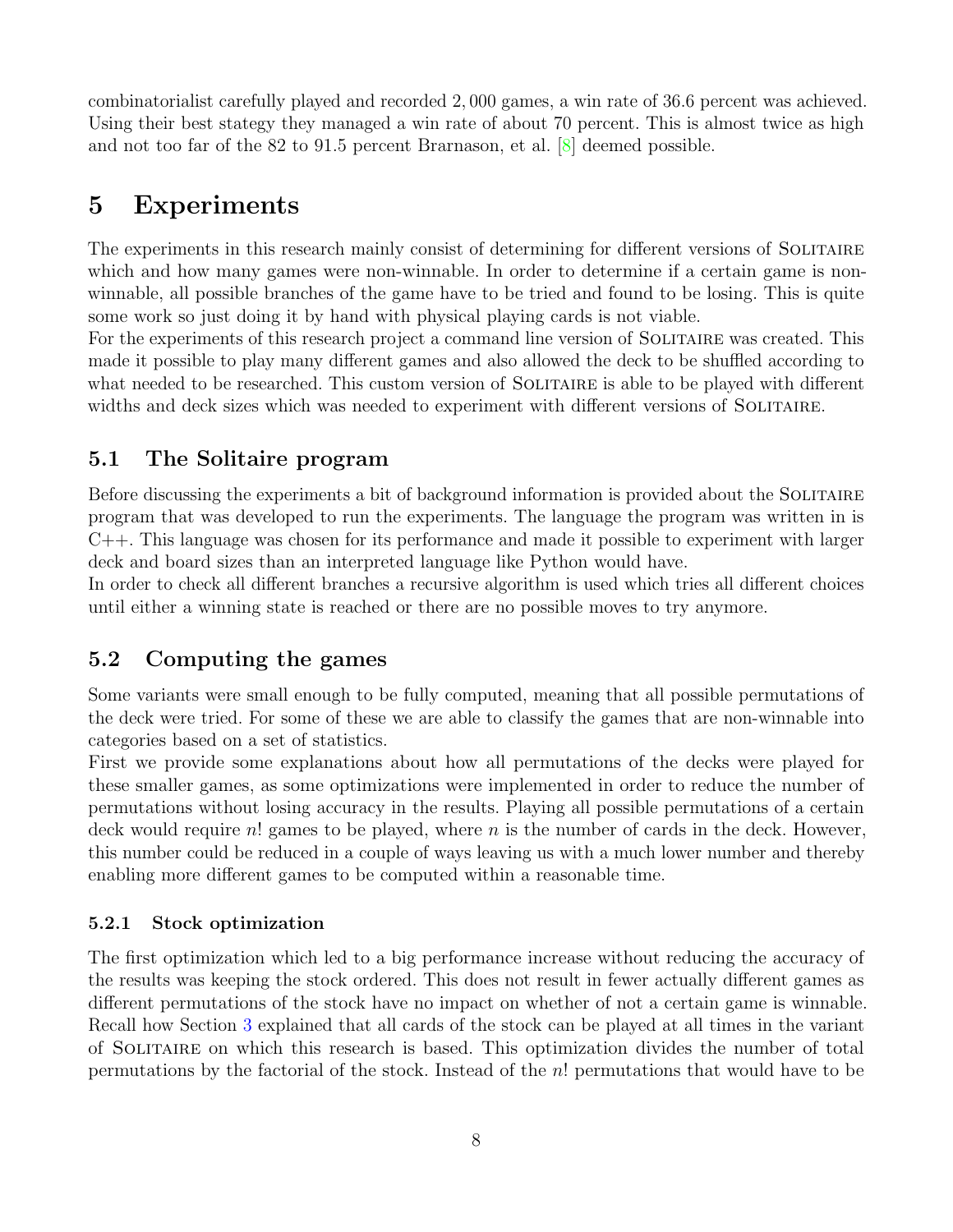combinatorialist carefully played and recorded 2,000 games, a win rate of 36.6 percent was achieved. Using their best stategy they managed a win rate of about 70 percent. This is almost twice as high and not too far of the 82 to 91.5 percent Brarnason, et al. [8] deemed possible.

# 5 Experiments

The experiments in this research mainly consist of determining for different versions of Solitaire which and how many games were non-winnable. In order to determine if a certain game is non-winnable, all possible branches of the game have to be tried and found to be losing. This is quite some work so just doing it by hand with physical playing cards is not viable.

For the experiments of this research project a command line version of Solitaire was created. This made it possible to play many different games and also allowed the deck to be shuffled according to what needed to be researched. This custom version of Solitaire is able to be played with different widths and deck sizes which was needed to experiment with different versions of Solitaire.

## 5.1 The Solitaire program

Before discussing the experiments a bit of background information is provided about the Solitaire program that was developed to run the experiments. The language the program was written in is C++. This language was chosen for its performance and made it possible to experiment with larger deck and board sizes than an interpreted language like Python would have.

In order to check all different branches a recursive algorithm is used which tries all different choices until either a winning state is reached or there are no possible moves to try anymore.

## 5.2 Computing the games

Some variants were small enough to be fully computed, meaning that all possible permutations of the deck were tried. For some of these we are able to classify the games that are non-winnable into categories based on a set of statistics.

First we provide some explanations about how all permutations of the decks were played for these smaller games, as some optimizations were implemented in order to reduce the number of permutations without losing accuracy in the results. Playing all possible permutations of a certain deck would require $n!$ games to be played, where $n$ is the number of cards in the deck. However, this number could be reduced in a couple of ways leaving us with a much lower number and thereby enabling more different games to be computed within a reasonable time.

### 5.2.1 Stock optimization

The first optimization which led to a big performance increase without reducing the accuracy of the results was keeping the stock ordered. This does not result in fewer actually different games as different permutations of the stock have no impact on whether of not a certain game is winnable. Recall how Section 3 explained that all cards of the stock can be played at all times in the variant of Solitaire on which this research is based. This optimization divides the number of total permutations by the factorial of the stock. Instead of the $n!$ permutations that would have to be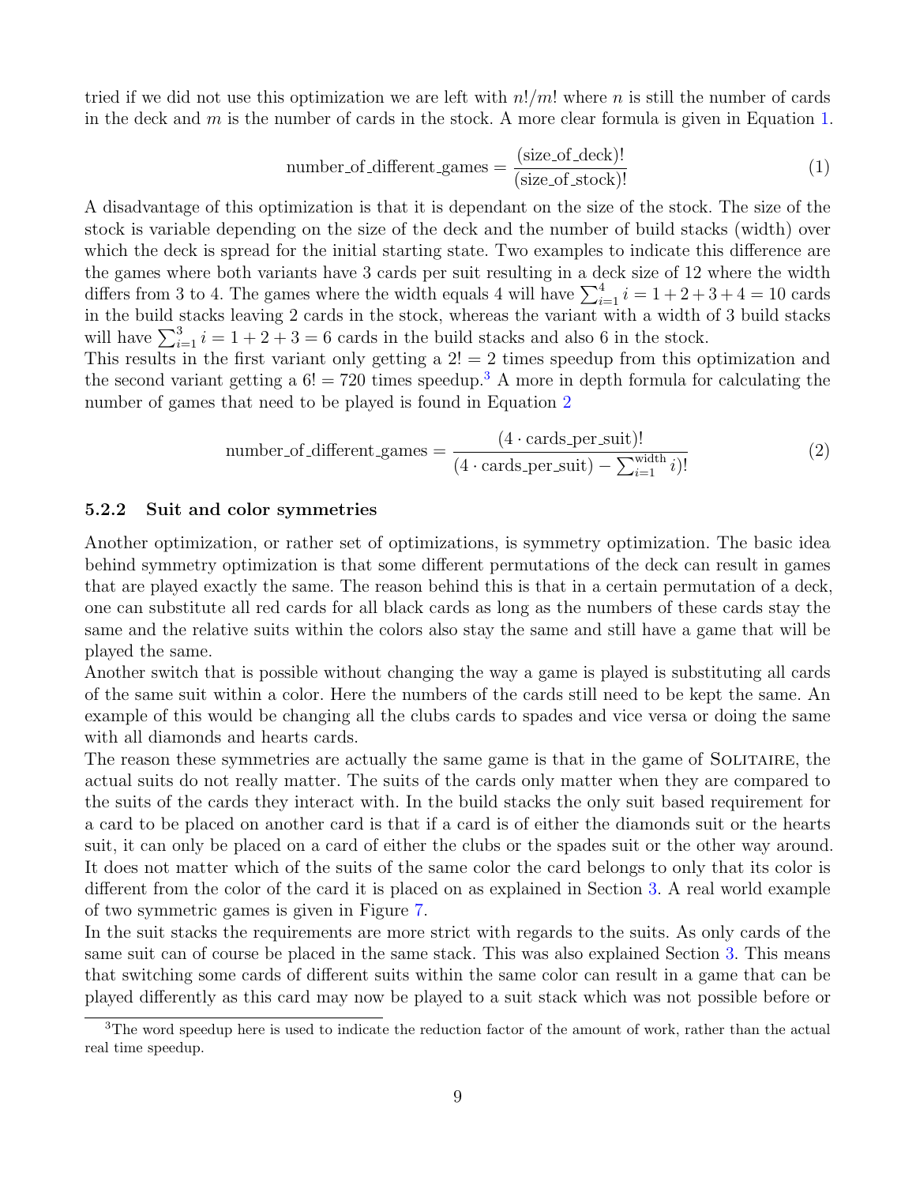tried if we did not use this optimization we are left with $n!/m!$ where $n$ is still the number of cards in the deck and $m$ is the number of cards in the stock. A more clear formula is given in Equation 1.

$$\text{number\_of\_different\_games} = \frac{(\text{size\_of\_deck})!}{(\text{size\_of\_stock})!} \tag{1}$$

A disadvantage of this optimization is that it is dependant on the size of the stock. The size of the stock is variable depending on the size of the deck and the number of build stacks (width) over which the deck is spread for the initial starting state. Two examples to indicate this difference are the games where both variants have 3 cards per suit resulting in a deck size of 12 where the width differs from 3 to 4. The games where the width equals 4 will have $\sum_{i=1}^{4} i = 1+2+3+4 = 10$ cards in the build stacks leaving 2 cards in the stock, whereas the variant with a width of 3 build stacks will have $\sum_{i=1}^{3} i = 1+2+3 = 6$ cards in the build stacks and also 6 in the stock.
This results in the first variant only getting a $2! = 2$ times speedup from this optimization and the second variant getting a $6! = 720$ times speedup.[3] A more in depth formula for calculating the number of games that need to be played is found in Equation 2

$$\text{number\_of\_different\_games} = \frac{(4 \cdot \text{cards\_per\_suit})!}{(4 \cdot \text{cards\_per\_suit}) - \sum_{i=1}^{\text{width}} i)!} \tag{2}$$

### 5.2.2 Suit and color symmetries

Another optimization, or rather set of optimizations, is symmetry optimization. The basic idea behind symmetry optimization is that some different permutations of the deck can result in games that are played exactly the same. The reason behind this is that in a certain permutation of a deck, one can substitute all red cards for all black cards as long as the numbers of these cards stay the same and the relative suits within the colors also stay the same and still have a game that will be played the same.
Another switch that is possible without changing the way a game is played is substituting all cards of the same suit within a color. Here the numbers of the cards still need to be kept the same. An example of this would be changing all the clubs cards to spades and vice versa or doing the same with all diamonds and hearts cards.
The reason these symmetries are actually the same game is that in the game of SOLITAIRE, the actual suits do not really matter. The suits of the cards only matter when they are compared to the suits of the cards they interact with. In the build stacks the only suit based requirement for a card to be placed on another card is that if a card is of either the diamonds suit or the hearts suit, it can only be placed on a card of either the clubs or the spades suit or the other way around. It does not matter which of the suits of the same color the card belongs to only that its color is different from the color of the card it is placed on as explained in Section 3. A real world example of two symmetric games is given in Figure 7.
In the suit stacks the requirements are more strict with regards to the suits. As only cards of the same suit can of course be placed in the same stack. This was also explained Section 3. This means that switching some cards of different suits within the same color can result in a game that can be played differently as this card may now be played to a suit stack which was not possible before or

[3] The word speedup here is used to indicate the reduction factor of the amount of work, rather than the actual real time speedup.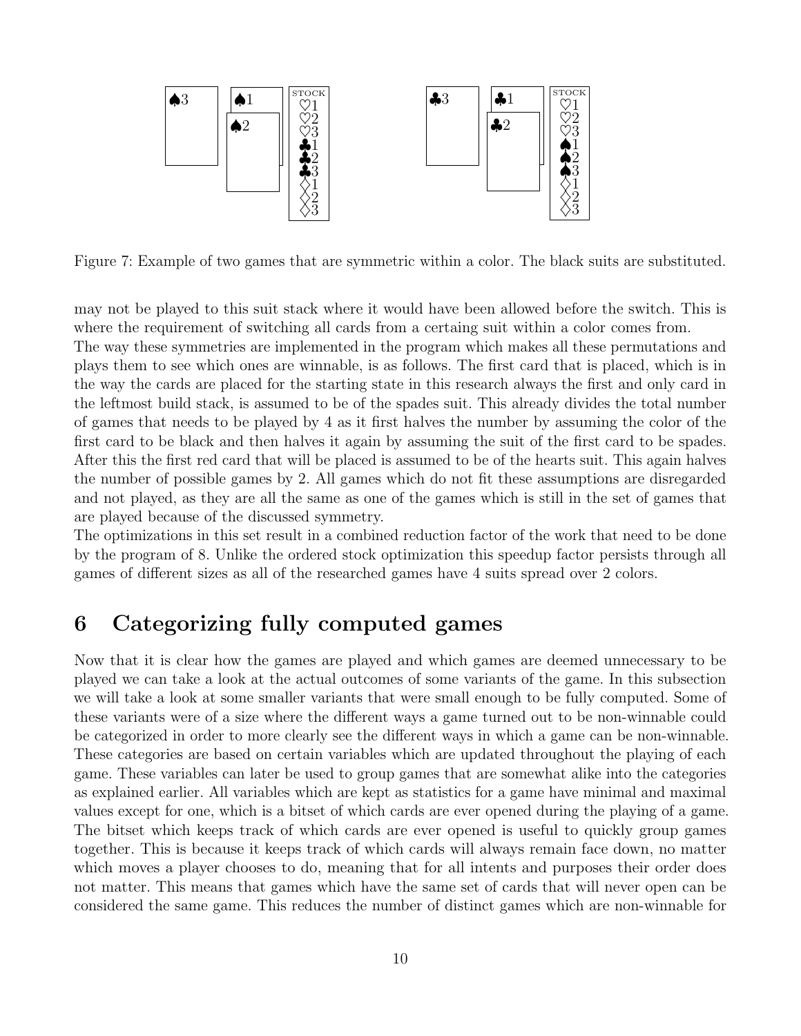Figure 7: Example of two games that are symmetric within a color. The black suits are substituted.

may not be played to this suit stack where it would have been allowed before the switch. This is where the requirement of switching all cards from a certaing suit within a color comes from.
The way these symmetries are implemented in the program which makes all these permutations and plays them to see which ones are winnable, is as follows. The first card that is placed, which is in the way the cards are placed for the starting state in this research always the first and only card in the leftmost build stack, is assumed to be of the spades suit. This already divides the total number of games that needs to be played by 4 as it first halves the number by assuming the color of the first card to be black and then halves it again by assuming the suit of the first card to be spades. After this the first red card that will be placed is assumed to be of the hearts suit. This again halves the number of possible games by 2. All games which do not fit these assumptions are disregarded and not played, as they are all the same as one of the games which is still in the set of games that are played because of the discussed symmetry.
The optimizations in this set result in a combined reduction factor of the work that need to be done by the program of 8. Unlike the ordered stock optimization this speedup factor persists through all games of different sizes as all of the researched games have 4 suits spread over 2 colors.

# 6 Categorizing fully computed games

Now that it is clear how the games are played and which games are deemed unnecessary to be played we can take a look at the actual outcomes of some variants of the game. In this subsection we will take a look at some smaller variants that were small enough to be fully computed. Some of these variants were of a size where the different ways a game turned out to be non-winnable could be categorized in order to more clearly see the different ways in which a game can be non-winnable. These categories are based on certain variables which are updated throughout the playing of each game. These variables can later be used to group games that are somewhat alike into the categories as explained earlier. All variables which are kept as statistics for a game have minimal and maximal values except for one, which is a bitset of which cards are ever opened during the playing of a game. The bitset which keeps track of which cards are ever opened is useful to quickly group games together. This is because it keeps track of which cards will always remain face down, no matter which moves a player chooses to do, meaning that for all intents and purposes their order does not matter. This means that games which have the same set of cards that will never open can be considered the same game. This reduces the number of distinct games which are non-winnable for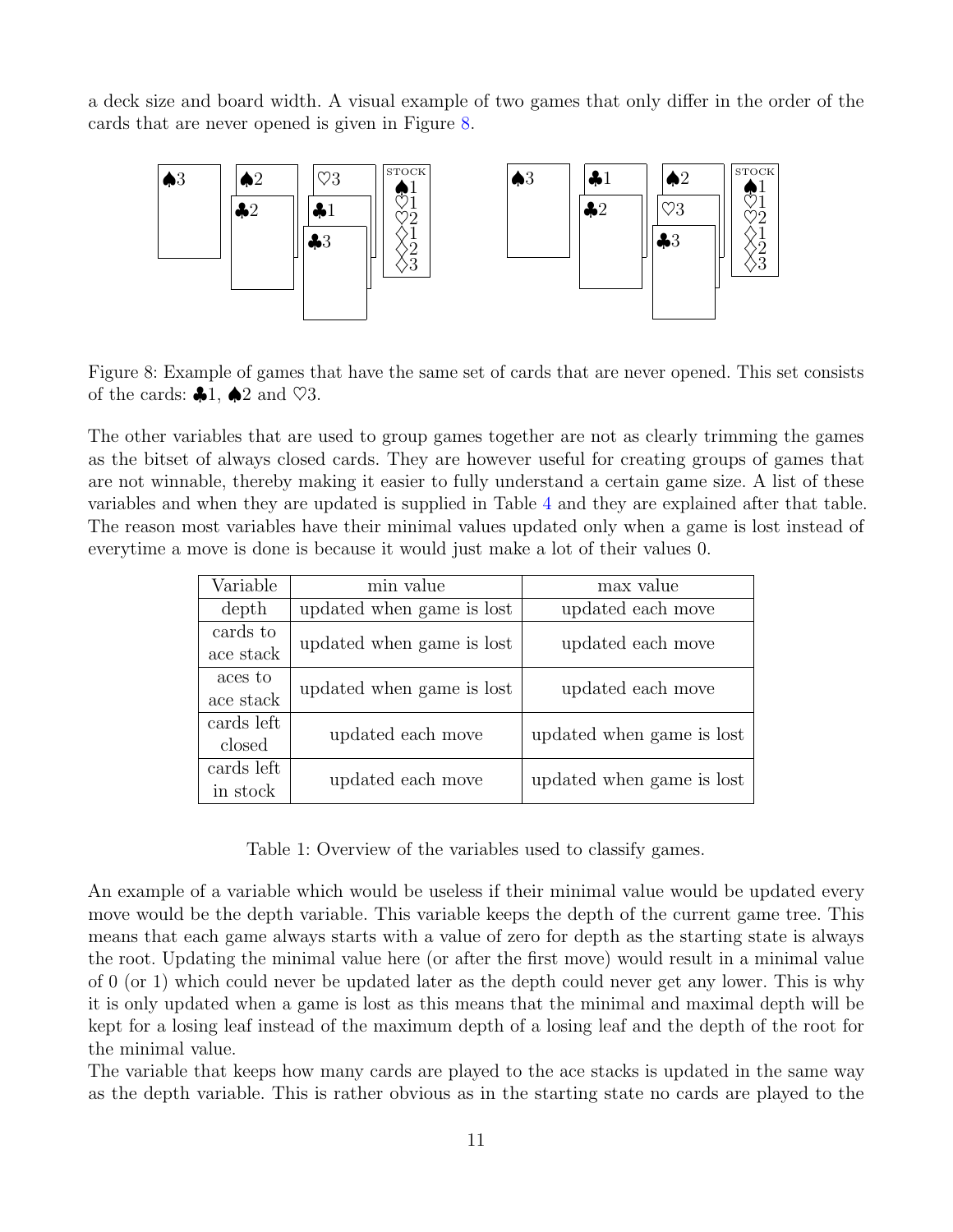a deck size and board width. A visual example of two games that only differ in the order of the cards that are never opened is given in Figure 8.

Figure 8: Example of games that have the same set of cards that are never opened. This set consists of the cards: ♣1, ♠2 and ♡3.

The other variables that are used to group games together are not as clearly trimming the games as the bitset of always closed cards. They are however useful for creating groups of games that are not winnable, thereby making it easier to fully understand a certain game size. A list of these variables and when they are updated is supplied in Table 4 and they are explained after that table. The reason most variables have their minimal values updated only when a game is lost instead of everytime a move is done is because it would just make a lot of their values 0.

| Variable | min value | max value |
| --- | --- | --- |
| depth | updated when game is lost | updated each move |
| cards to ace stack | updated when game is lost | updated each move |
| aces to ace stack | updated when game is lost | updated each move |
| cards left closed | updated each move | updated when game is lost |
| cards left in stock | updated each move | updated when game is lost |

Table 1: Overview of the variables used to classify games.

An example of a variable which would be useless if their minimal value would be updated every move would be the depth variable. This variable keeps the depth of the current game tree. This means that each game always starts with a value of zero for depth as the starting state is always the root. Updating the minimal value here (or after the first move) would result in a minimal value of 0 (or 1) which could never be updated later as the depth could never get any lower. This is why it is only updated when a game is lost as this means that the minimal and maximal depth will be kept for a losing leaf instead of the maximum depth of a losing leaf and the depth of the root for the minimal value.

The variable that keeps how many cards are played to the ace stacks is updated in the same way as the depth variable. This is rather obvious as in the starting state no cards are played to the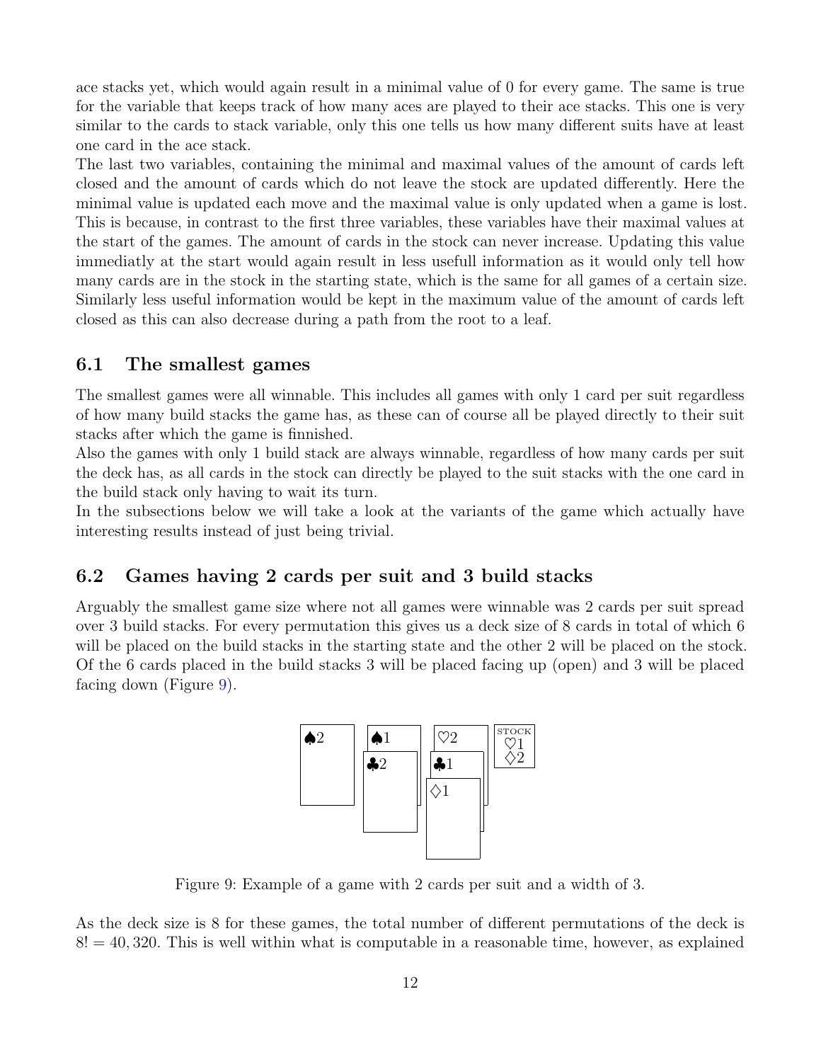ace stacks yet, which would again result in a minimal value of 0 for every game. The same is true for the variable that keeps track of how many aces are played to their ace stacks. This one is very similar to the cards to stack variable, only this one tells us how many different suits have at least one card in the ace stack.

The last two variables, containing the minimal and maximal values of the amount of cards left closed and the amount of cards which do not leave the stock are updated differently. Here the minimal value is updated each move and the maximal value is only updated when a game is lost. This is because, in contrast to the first three variables, these variables have their maximal values at the start of the games. The amount of cards in the stock can never increase. Updating this value immediatly at the start would again result in less usefull information as it would only tell how many cards are in the stock in the starting state, which is the same for all games of a certain size. Similarly less useful information would be kept in the maximum value of the amount of cards left closed as this can also decrease during a path from the root to a leaf.

## 6.1 The smallest games

The smallest games were all winnable. This includes all games with only 1 card per suit regardless of how many build stacks the game has, as these can of course all be played directly to their suit stacks after which the game is finnished.

Also the games with only 1 build stack are always winnable, regardless of how many cards per suit the deck has, as all cards in the stock can directly be played to the suit stacks with the one card in the build stack only having to wait its turn.

In the subsections below we will take a look at the variants of the game which actually have interesting results instead of just being trivial.

## 6.2 Games having 2 cards per suit and 3 build stacks

Arguably the smallest game size where not all games were winnable was 2 cards per suit spread over 3 build stacks. For every permutation this gives us a deck size of 8 cards in total of which 6 will be placed on the build stacks in the starting state and the other 2 will be placed on the stock. Of the 6 cards placed in the build stacks 3 will be placed facing up (open) and 3 will be placed facing down (Figure 9).

♠2 | ♠1 ♣2 | ♡2 ♣1 ♢1 | STOCK ♡1 ♢2

Figure 9: Example of a game with 2 cards per suit and a width of 3.

As the deck size is 8 for these games, the total number of different permutations of the deck is $8! = 40,320$. This is well within what is computable in a reasonable time, however, as explained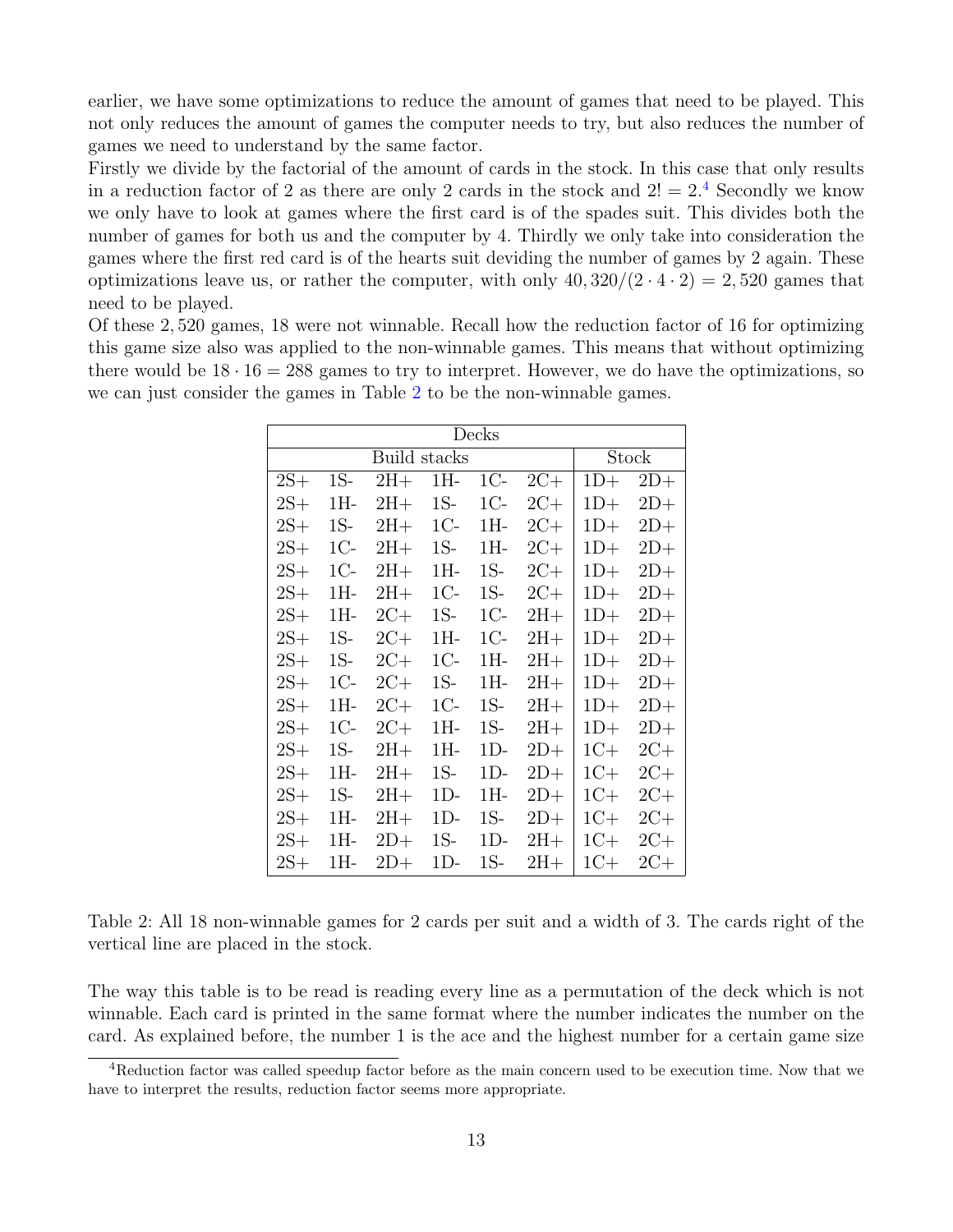earlier, we have some optimizations to reduce the amount of games that need to be played. This not only reduces the amount of games the computer needs to try, but also reduces the number of games we need to understand by the same factor.

Firstly we divide by the factorial of the amount of cards in the stock. In this case that only results in a reduction factor of 2 as there are only 2 cards in the stock and $2! = 2$.[4] Secondly we know we only have to look at games where the first card is of the spades suit. This divides both the number of games for both us and the computer by 4. Thirdly we only take into consideration the games where the first red card is of the hearts suit deviding the number of games by 2 again. These optimizations leave us, or rather the computer, with only $40,320/(2 \cdot 4 \cdot 2) = 2,520$ games that need to be played.

Of these 2,520 games, 18 were not winnable. Recall how the reduction factor of 16 for optimizing this game size also was applied to the non-winnable games. This means that without optimizing there would be $18 \cdot 16 = 288$ games to try to interpret. However, we do have the optimizations, so we can just consider the games in Table 2 to be the non-winnable games.

| Decks | | | | | | | |
|---|---|---|---|---|---|---|---|
| Build stacks | | | | | | Stock | |
| 2S+ | 1S- | 2H+ | 1H- | 1C- | 2C+ | 1D+ | 2D+ |
| 2S+ | 1H- | 2H+ | 1S- | 1C- | 2C+ | 1D+ | 2D+ |
| 2S+ | 1S- | 2H+ | 1C- | 1H- | 2C+ | 1D+ | 2D+ |
| 2S+ | 1C- | 2H+ | 1S- | 1H- | 2C+ | 1D+ | 2D+ |
| 2S+ | 1C- | 2H+ | 1H- | 1S- | 2C+ | 1D+ | 2D+ |
| 2S+ | 1H- | 2H+ | 1C- | 1S- | 2C+ | 1D+ | 2D+ |
| 2S+ | 1H- | 2C+ | 1S- | 1C- | 2H+ | 1D+ | 2D+ |
| 2S+ | 1S- | 2C+ | 1H- | 1C- | 2H+ | 1D+ | 2D+ |
| 2S+ | 1S- | 2C+ | 1C- | 1H- | 2H+ | 1D+ | 2D+ |
| 2S+ | 1C- | 2C+ | 1S- | 1H- | 2H+ | 1D+ | 2D+ |
| 2S+ | 1H- | 2C+ | 1C- | 1S- | 2H+ | 1D+ | 2D+ |
| 2S+ | 1C- | 2C+ | 1H- | 1S- | 2H+ | 1D+ | 2D+ |
| 2S+ | 1S- | 2H+ | 1H- | 1D- | 2D+ | 1C+ | 2C+ |
| 2S+ | 1H- | 2H+ | 1S- | 1D- | 2D+ | 1C+ | 2C+ |
| 2S+ | 1S- | 2H+ | 1D- | 1H- | 2D+ | 1C+ | 2C+ |
| 2S+ | 1H- | 2H+ | 1D- | 1S- | 2D+ | 1C+ | 2C+ |
| 2S+ | 1H- | 2D+ | 1S- | 1D- | 2H+ | 1C+ | 2C+ |
| 2S+ | 1H- | 2D+ | 1D- | 1S- | 2H+ | 1C+ | 2C+ |

Table 2: All 18 non-winnable games for 2 cards per suit and a width of 3. The cards right of the vertical line are placed in the stock.

The way this table is to be read is reading every line as a permutation of the deck which is not winnable. Each card is printed in the same format where the number indicates the number on the card. As explained before, the number 1 is the ace and the highest number for a certain game size

[4] Reduction factor was called speedup factor before as the main concern used to be execution time. Now that we have to interpret the results, reduction factor seems more appropriate.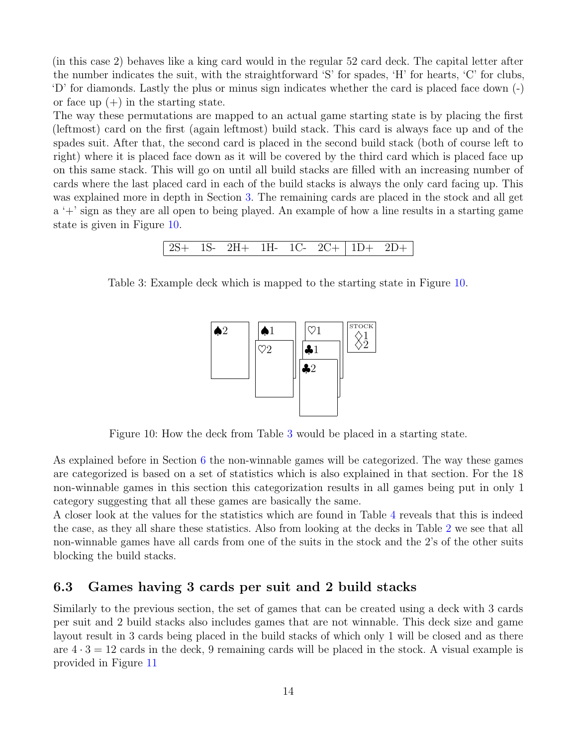(in this case 2) behaves like a king card would in the regular 52 card deck. The capital letter after the number indicates the suit, with the straightforward 'S' for spades, 'H' for hearts, 'C' for clubs, 'D' for diamonds. Lastly the plus or minus sign indicates whether the card is placed face down (-) or face up (+) in the starting state.
The way these permutations are mapped to an actual game starting state is by placing the first (leftmost) card on the first (again leftmost) build stack. This card is always face up and of the spades suit. After that, the second card is placed in the second build stack (both of course left to right) where it is placed face down as it will be covered by the third card which is placed face up on this same stack. This will go on until all build stacks are filled with an increasing number of cards where the last placed card in each of the build stacks is always the only card facing up. This was explained more in depth in Section 3. The remaining cards are placed in the stock and all get a '+' sign as they are all open to being played. An example of how a line results in a starting game state is given in Figure 10.

| 2S+ | 1S- | 2H+ | 1H- | 1C- | 2C+ | 1D+ | 2D+ |
|---|---|---|---|---|---|---|---|

Table 3: Example deck which is mapped to the starting state in Figure 10.

Figure 10: How the deck from Table 3 would be placed in a starting state.

As explained before in Section 6 the non-winnable games will be categorized. The way these games are categorized is based on a set of statistics which is also explained in that section. For the 18 non-winnable games in this section this categorization results in all games being put in only 1 category suggesting that all these games are basically the same.
A closer look at the values for the statistics which are found in Table 4 reveals that this is indeed the case, as they all share these statistics. Also from looking at the decks in Table 2 we see that all non-winnable games have all cards from one of the suits in the stock and the 2's of the other suits blocking the build stacks.

## 6.3 Games having 3 cards per suit and 2 build stacks

Similarly to the previous section, the set of games that can be created using a deck with 3 cards per suit and 2 build stacks also includes games that are not winnable. This deck size and game layout result in 3 cards being placed in the build stacks of which only 1 will be closed and as there are $4 \cdot 3 = 12$ cards in the deck, 9 remaining cards will be placed in the stock. A visual example is provided in Figure 11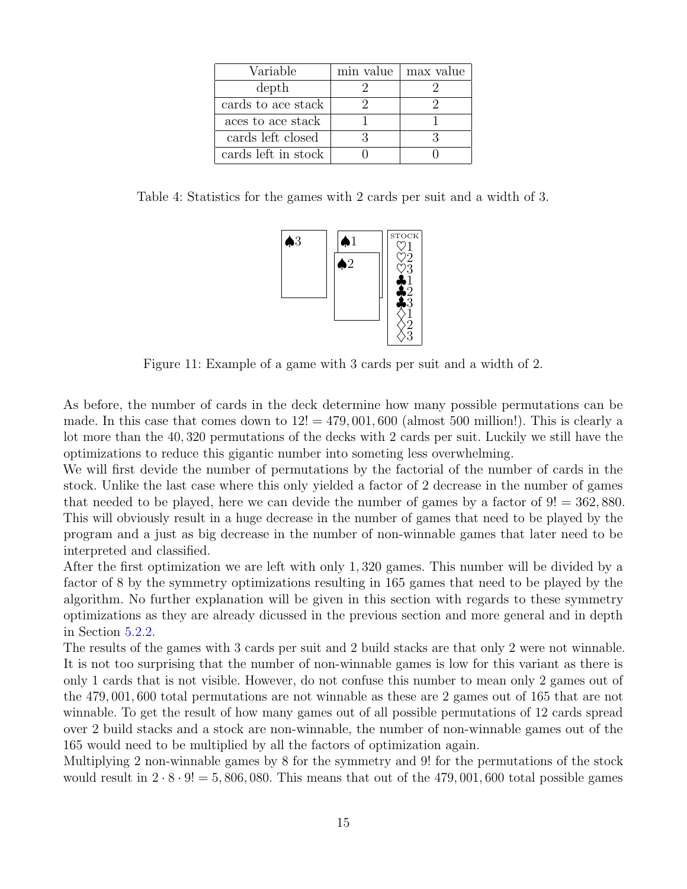| Variable | min value | max value |
|---|---|---|
| depth | 2 | 2 |
| cards to ace stack | 2 | 2 |
| aces to ace stack | 1 | 1 |
| cards left closed | 3 | 3 |
| cards left in stock | 0 | 0 |

Table 4: Statistics for the games with 2 cards per suit and a width of 3.

| ♠3 | ♠1 ♠2 | STOCK ♡1 ♡2 ♡3 ♣1 ♣2 ♣3 ♢1 ♢2 ♢3 |
|---|---|---|

Figure 11: Example of a game with 3 cards per suit and a width of 2.

As before, the number of cards in the deck determine how many possible permutations can be made. In this case that comes down to $12! = 479,001,600$ (almost 500 million!). This is clearly a lot more than the 40,320 permutations of the decks with 2 cards per suit. Luckily we still have the optimizations to reduce this gigantic number into someting less overwhelming.

We will first devide the number of permutations by the factorial of the number of cards in the stock. Unlike the last case where this only yielded a factor of 2 decrease in the number of games that needed to be played, here we can devide the number of games by a factor of $9! = 362,880$. This will obviously result in a huge decrease in the number of games that need to be played by the program and a just as big decrease in the number of non-winnable games that later need to be interpreted and classified.

After the first optimization we are left with only 1,320 games. This number will be divided by a factor of 8 by the symmetry optimizations resulting in 165 games that need to be played by the algorithm. No further explanation will be given in this section with regards to these symmetry optimizations as they are already dicussed in the previous section and more general and in depth in Section 5.2.2.

The results of the games with 3 cards per suit and 2 build stacks are that only 2 were not winnable. It is not too surprising that the number of non-winnable games is low for this variant as there is only 1 cards that is not visible. However, do not confuse this number to mean only 2 games out of the 479,001,600 total permutations are not winnable as these are 2 games out of 165 that are not winnable. To get the result of how many games out of all possible permutations of 12 cards spread over 2 build stacks and a stock are non-winnable, the number of non-winnable games out of the 165 would need to be multiplied by all the factors of optimization again.

Multiplying 2 non-winnable games by 8 for the symmetry and 9! for the permutations of the stock would result in $2 \cdot 8 \cdot 9! = 5,806,080$. This means that out of the 479,001,600 total possible games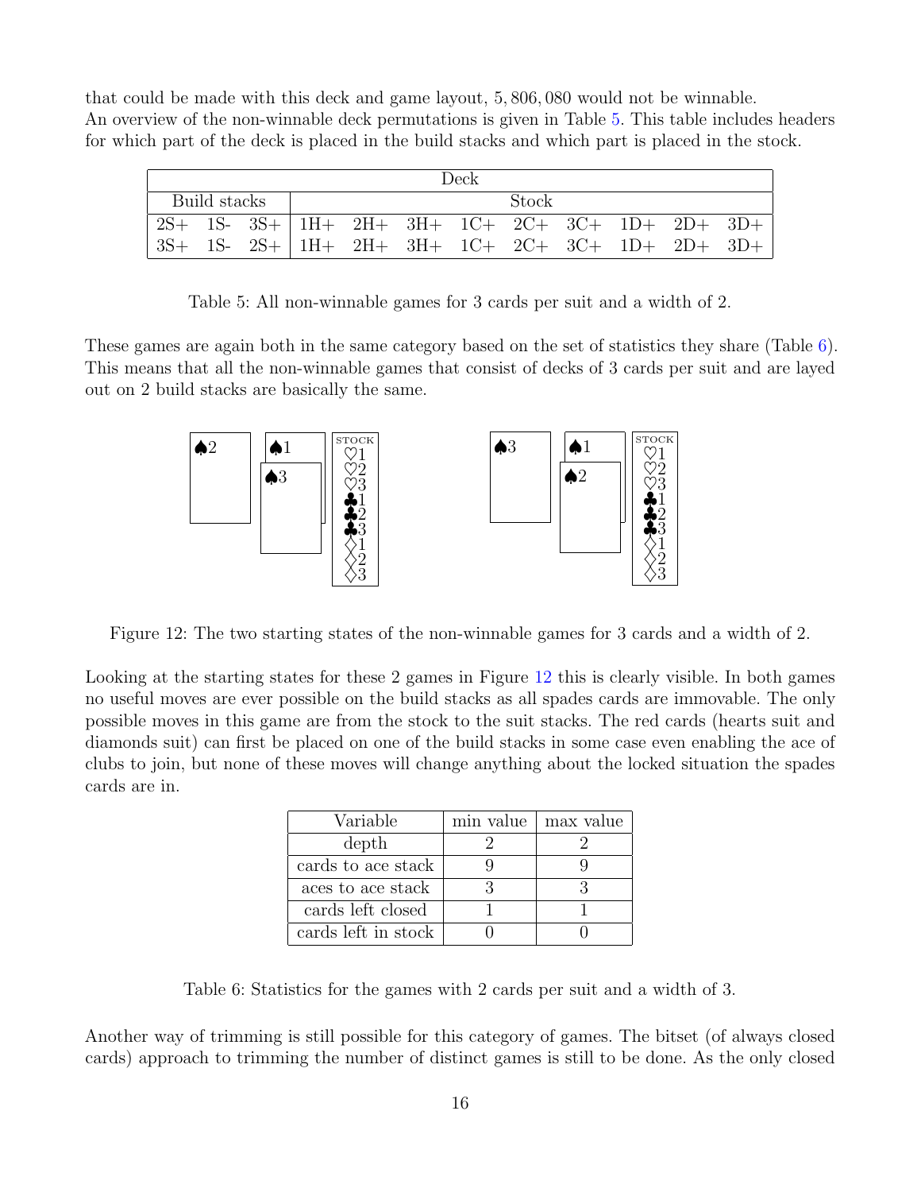that could be made with this deck and game layout, 5, 806, 080 would not be winnable.
An overview of the non-winnable deck permutations is given in Table 5. This table includes headers for which part of the deck is placed in the build stacks and which part is placed in the stock.

| Deck | | | | | | | | | | | |
|---|---|---|---|---|---|---|---|---|---|---|---|
| Build stacks | | | Stock | | | | | | | | |
| 2S+ | 1S- | 3S+ | 1H+ | 2H+ | 3H+ | 1C+ | 2C+ | 3C+ | 1D+ | 2D+ | 3D+ |
| 3S+ | 1S- | 2S+ | 1H+ | 2H+ | 3H+ | 1C+ | 2C+ | 3C+ | 1D+ | 2D+ | 3D+ |

Table 5: All non-winnable games for 3 cards per suit and a width of 2.

These games are again both in the same category based on the set of statistics they share (Table 6). This means that all the non-winnable games that consist of decks of 3 cards per suit and are layed out on 2 build stacks are basically the same.

Figure 12: The two starting states of the non-winnable games for 3 cards and a width of 2.

Looking at the starting states for these 2 games in Figure 12 this is clearly visible. In both games no useful moves are ever possible on the build stacks as all spades cards are immovable. The only possible moves in this game are from the stock to the suit stacks. The red cards (hearts suit and diamonds suit) can first be placed on one of the build stacks in some case even enabling the ace of clubs to join, but none of these moves will change anything about the locked situation the spades cards are in.

| Variable | min value | max value |
|---|---|---|
| depth | 2 | 2 |
| cards to ace stack | 9 | 9 |
| aces to ace stack | 3 | 3 |
| cards left closed | 1 | 1 |
| cards left in stock | 0 | 0 |

Table 6: Statistics for the games with 2 cards per suit and a width of 3.

Another way of trimming is still possible for this category of games. The bitset (of always closed cards) approach to trimming the number of distinct games is still to be done. As the only closed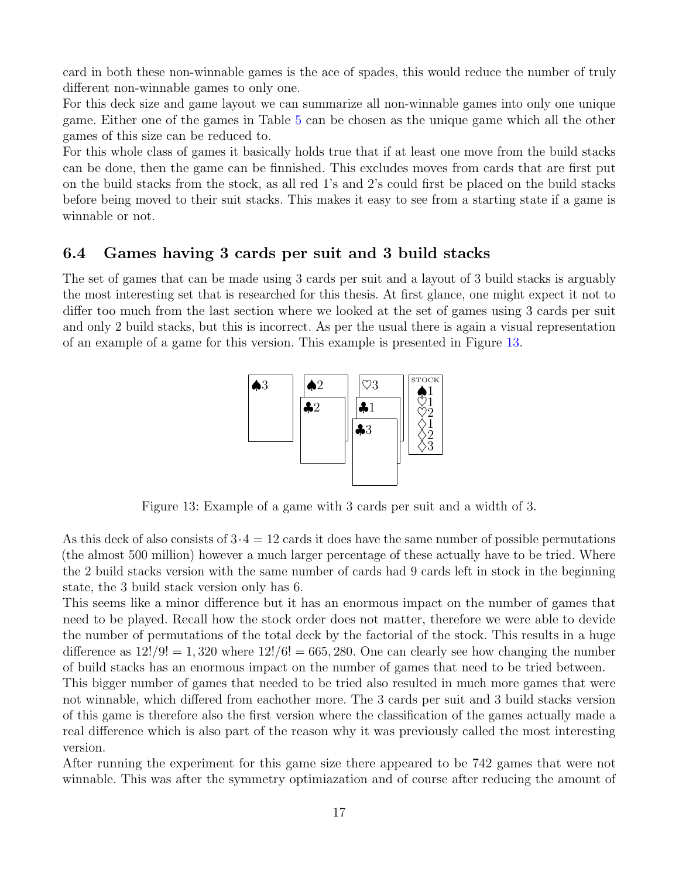card in both these non-winnable games is the ace of spades, this would reduce the number of truly different non-winnable games to only one.
For this deck size and game layout we can summarize all non-winnable games into only one unique game. Either one of the games in Table 5 can be chosen as the unique game which all the other games of this size can be reduced to.
For this whole class of games it basically holds true that if at least one move from the build stacks can be done, then the game can be finnished. This excludes moves from cards that are first put on the build stacks from the stock, as all red 1's and 2's could first be placed on the build stacks before being moved to their suit stacks. This makes it easy to see from a starting state if a game is winnable or not.

## 6.4 Games having 3 cards per suit and 3 build stacks

The set of games that can be made using 3 cards per suit and a layout of 3 build stacks is arguably the most interesting set that is researched for this thesis. At first glance, one might expect it not to differ too much from the last section where we looked at the set of games using 3 cards per suit and only 2 build stacks, but this is incorrect. As per the usual there is again a visual representation of an example of a game for this version. This example is presented in Figure 13.

♠3 | ♠2 ♣2 | ♡3 ♣1 ♣3 | STOCK ♠1 ♡1 ♡2 ♢1 ♢2 ♢3

Figure 13: Example of a game with 3 cards per suit and a width of 3.

As this deck of also consists of $3 \cdot 4 = 12$ cards it does have the same number of possible permutations (the almost 500 million) however a much larger percentage of these actually have to be tried. Where the 2 build stacks version with the same number of cards had 9 cards left in stock in the beginning state, the 3 build stack version only has 6.
This seems like a minor difference but it has an enormous impact on the number of games that need to be played. Recall how the stock order does not matter, therefore we were able to devide the number of permutations of the total deck by the factorial of the stock. This results in a huge difference as $12!/9! = 1,320$ where $12!/6! = 665,280$. One can clearly see how changing the number of build stacks has an enormous impact on the number of games that need to be tried between.
This bigger number of games that needed to be tried also resulted in much more games that were not winnable, which differed from eachother more. The 3 cards per suit and 3 build stacks version of this game is therefore also the first version where the classification of the games actually made a real difference which is also part of the reason why it was previously called the most interesting version.
After running the experiment for this game size there appeared to be 742 games that were not winnable. This was after the symmetry optimiazation and of course after reducing the amount of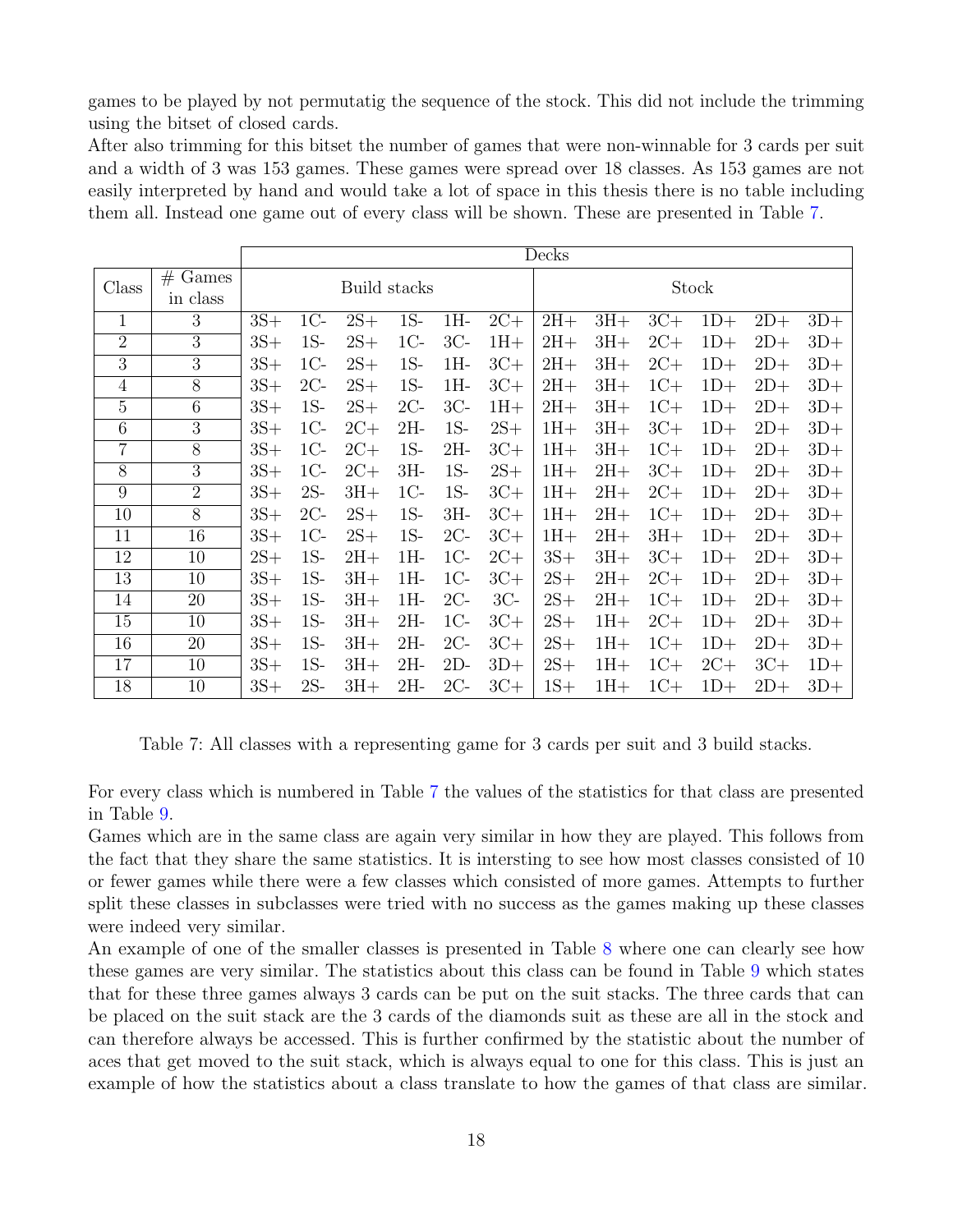games to be played by not permutatig the sequence of the stock. This did not include the trimming using the bitset of closed cards.
After also trimming for this bitset the number of games that were non-winnable for 3 cards per suit and a width of 3 was 153 games. These games were spread over 18 classes. As 153 games are not easily interpreted by hand and would take a lot of space in this thesis there is no table including them all. Instead one game out of every class will be shown. These are presented in Table 7.

| | | Decks | | | | | | | | | | | |
|---|---|---|---|---|---|---|---|---|---|---|---|---|---|
| Class | # Games in class | Build stacks | | | | | | Stock | | | | | |
| 1 | 3 | 3S+ | 1C- | 2S+ | 1S- | 1H- | 2C+ | 2H+ | 3H+ | 3C+ | 1D+ | 2D+ | 3D+ |
| 2 | 3 | 3S+ | 1S- | 2S+ | 1C- | 3C- | 1H+ | 2H+ | 3H+ | 2C+ | 1D+ | 2D+ | 3D+ |
| 3 | 3 | 3S+ | 1C- | 2S+ | 1S- | 1H- | 3C+ | 2H+ | 3H+ | 2C+ | 1D+ | 2D+ | 3D+ |
| 4 | 8 | 3S+ | 2C- | 2S+ | 1S- | 1H- | 3C+ | 2H+ | 3H+ | 1C+ | 1D+ | 2D+ | 3D+ |
| 5 | 6 | 3S+ | 1S- | 2S+ | 2C- | 3C- | 1H+ | 2H+ | 3H+ | 1C+ | 1D+ | 2D+ | 3D+ |
| 6 | 3 | 3S+ | 1C- | 2C+ | 2H- | 1S- | 2S+ | 1H+ | 3H+ | 3C+ | 1D+ | 2D+ | 3D+ |
| 7 | 8 | 3S+ | 1C- | 2C+ | 1S- | 2H- | 3C+ | 1H+ | 3H+ | 1C+ | 1D+ | 2D+ | 3D+ |
| 8 | 3 | 3S+ | 1C- | 2C+ | 3H- | 1S- | 2S+ | 1H+ | 2H+ | 3C+ | 1D+ | 2D+ | 3D+ |
| 9 | 2 | 3S+ | 2S- | 3H+ | 1C- | 1S- | 3C+ | 1H+ | 2H+ | 2C+ | 1D+ | 2D+ | 3D+ |
| 10 | 8 | 3S+ | 2C- | 2S+ | 1S- | 3H- | 3C+ | 1H+ | 2H+ | 1C+ | 1D+ | 2D+ | 3D+ |
| 11 | 16 | 3S+ | 1C- | 2S+ | 1S- | 2C- | 3C+ | 1H+ | 2H+ | 3H+ | 1D+ | 2D+ | 3D+ |
| 12 | 10 | 2S+ | 1S- | 2H+ | 1H- | 1C- | 2C+ | 3S+ | 3H+ | 3C+ | 1D+ | 2D+ | 3D+ |
| 13 | 10 | 3S+ | 1S- | 3H+ | 1H- | 1C- | 3C+ | 2S+ | 2H+ | 2C+ | 1D+ | 2D+ | 3D+ |
| 14 | 20 | 3S+ | 1S- | 3H+ | 1H- | 2C- | 3C- | 2S+ | 2H+ | 1C+ | 1D+ | 2D+ | 3D+ |
| 15 | 10 | 3S+ | 1S- | 3H+ | 2H- | 1C- | 3C+ | 2S+ | 1H+ | 2C+ | 1D+ | 2D+ | 3D+ |
| 16 | 20 | 3S+ | 1S- | 3H+ | 2H- | 2C- | 3C+ | 2S+ | 1H+ | 1C+ | 1D+ | 2D+ | 3D+ |
| 17 | 10 | 3S+ | 1S- | 3H+ | 2H- | 2D- | 3D+ | 2S+ | 1H+ | 1C+ | 2C+ | 3C+ | 1D+ |
| 18 | 10 | 3S+ | 2S- | 3H+ | 2H- | 2C- | 3C+ | 1S+ | 1H+ | 1C+ | 1D+ | 2D+ | 3D+ |

Table 7: All classes with a representing game for 3 cards per suit and 3 build stacks.

For every class which is numbered in Table 7 the values of the statistics for that class are presented in Table 9.
Games which are in the same class are again very similar in how they are played. This follows from the fact that they share the same statistics. It is intersting to see how most classes consisted of 10 or fewer games while there were a few classes which consisted of more games. Attempts to further split these classes in subclasses were tried with no success as the games making up these classes were indeed very similar.
An example of one of the smaller classes is presented in Table 8 where one can clearly see how these games are very similar. The statistics about this class can be found in Table 9 which states that for these three games always 3 cards can be put on the suit stacks. The three cards that can be placed on the suit stack are the 3 cards of the diamonds suit as these are all in the stock and can therefore always be accessed. This is further confirmed by the statistic about the number of aces that get moved to the suit stack, which is always equal to one for this class. This is just an example of how the statistics about a class translate to how the games of that class are similar.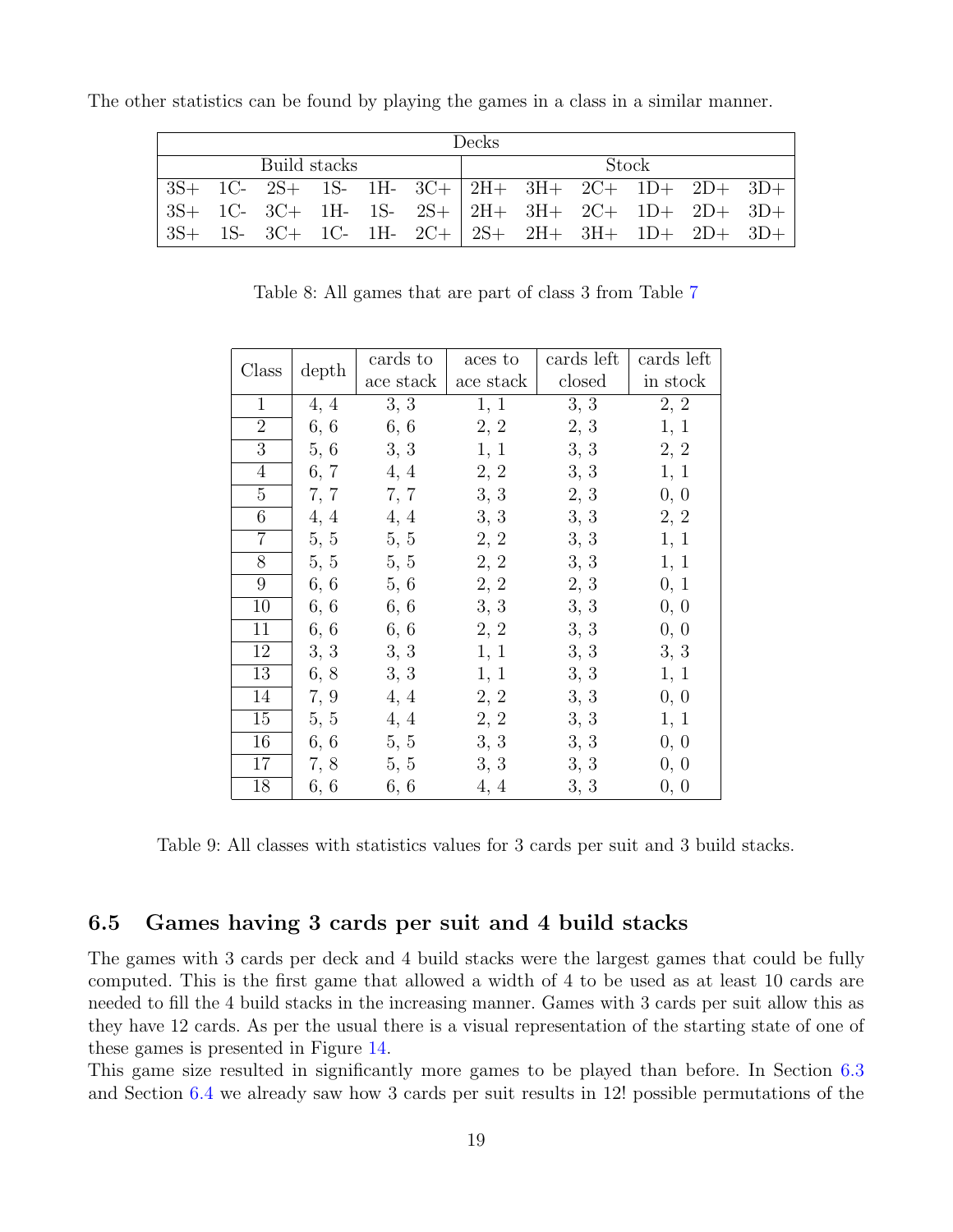The other statistics can be found by playing the games in a class in a similar manner.

| Decks | | | | | | | | | | | |
|---|---|---|---|---|---|---|---|---|---|---|---|
| Build stacks | | | | | | Stock | | | | | |
| 3S+ | 1C- | 2S+ | 1S- | 1H- | 3C+ | 2H+ | 3H+ | 2C+ | 1D+ | 2D+ | 3D+ |
| 3S+ | 1C- | 3C+ | 1H- | 1S- | 2S+ | 2H+ | 3H+ | 2C+ | 1D+ | 2D+ | 3D+ |
| 3S+ | 1S- | 3C+ | 1C- | 1H- | 2C+ | 2S+ | 2H+ | 3H+ | 1D+ | 2D+ | 3D+ |

Table 8: All games that are part of class 3 from Table 7

| Class | depth | cards to ace stack | aces to ace stack | cards left closed | cards left in stock |
|---|---|---|---|---|---|
| 1 | 4, 4 | 3, 3 | 1, 1 | 3, 3 | 2, 2 |
| 2 | 6, 6 | 6, 6 | 2, 2 | 2, 3 | 1, 1 |
| 3 | 5, 6 | 3, 3 | 1, 1 | 3, 3 | 2, 2 |
| 4 | 6, 7 | 4, 4 | 2, 2 | 3, 3 | 1, 1 |
| 5 | 7, 7 | 7, 7 | 3, 3 | 2, 3 | 0, 0 |
| 6 | 4, 4 | 4, 4 | 3, 3 | 3, 3 | 2, 2 |
| 7 | 5, 5 | 5, 5 | 2, 2 | 3, 3 | 1, 1 |
| 8 | 5, 5 | 5, 5 | 2, 2 | 3, 3 | 1, 1 |
| 9 | 6, 6 | 5, 6 | 2, 2 | 2, 3 | 0, 1 |
| 10 | 6, 6 | 6, 6 | 3, 3 | 3, 3 | 0, 0 |
| 11 | 6, 6 | 6, 6 | 2, 2 | 3, 3 | 0, 0 |
| 12 | 3, 3 | 3, 3 | 1, 1 | 3, 3 | 3, 3 |
| 13 | 6, 8 | 3, 3 | 1, 1 | 3, 3 | 1, 1 |
| 14 | 7, 9 | 4, 4 | 2, 2 | 3, 3 | 0, 0 |
| 15 | 5, 5 | 4, 4 | 2, 2 | 3, 3 | 1, 1 |
| 16 | 6, 6 | 5, 5 | 3, 3 | 3, 3 | 0, 0 |
| 17 | 7, 8 | 5, 5 | 3, 3 | 3, 3 | 0, 0 |
| 18 | 6, 6 | 6, 6 | 4, 4 | 3, 3 | 0, 0 |

Table 9: All classes with statistics values for 3 cards per suit and 3 build stacks.

## 6.5 Games having 3 cards per suit and 4 build stacks

The games with 3 cards per deck and 4 build stacks were the largest games that could be fully computed. This is the first game that allowed a width of 4 to be used as at least 10 cards are needed to fill the 4 build stacks in the increasing manner. Games with 3 cards per suit allow this as they have 12 cards. As per the usual there is a visual representation of the starting state of one of these games is presented in Figure 14.

This game size resulted in significantly more games to be played than before. In Section 6.3 and Section 6.4 we already saw how 3 cards per suit results in 12! possible permutations of the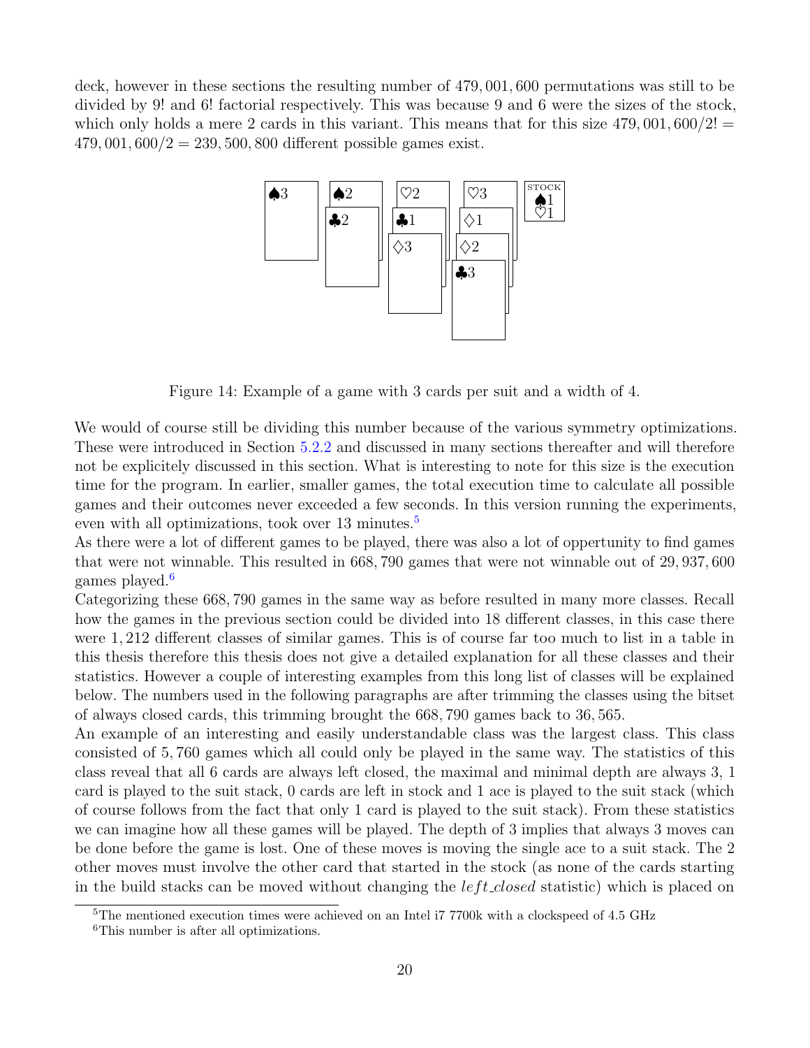deck, however in these sections the resulting number of 479, 001, 600 permutations was still to be divided by 9! and 6! factorial respectively. This was because 9 and 6 were the sizes of the stock, which only holds a mere 2 cards in this variant. This means that for this size $479,001,600/2! = 479,001,600/2 = 239,500,800$ different possible games exist.

Figure 14: Example of a game with 3 cards per suit and a width of 4.

We would of course still be dividing this number because of the various symmetry optimizations. These were introduced in Section 5.2.2 and discussed in many sections thereafter and will therefore not be explicitely discussed in this section. What is interesting to note for this size is the execution time for the program. In earlier, smaller games, the total execution time to calculate all possible games and their outcomes never exceeded a few seconds. In this version running the experiments, even with all optimizations, took over 13 minutes.[5]

As there were a lot of different games to be played, there was also a lot of oppertunity to find games that were not winnable. This resulted in 668, 790 games that were not winnable out of 29, 937, 600 games played.[6]

Categorizing these 668, 790 games in the same way as before resulted in many more classes. Recall how the games in the previous section could be divided into 18 different classes, in this case there were 1, 212 different classes of similar games. This is of course far too much to list in a table in this thesis therefore this thesis does not give a detailed explanation for all these classes and their statistics. However a couple of interesting examples from this long list of classes will be explained below. The numbers used in the following paragraphs are after trimming the classes using the bitset of always closed cards, this trimming brought the 668, 790 games back to 36, 565.

An example of an interesting and easily understandable class was the largest class. This class consisted of 5, 760 games which all could only be played in the same way. The statistics of this class reveal that all 6 cards are always left closed, the maximal and minimal depth are always 3, 1 card is played to the suit stack, 0 cards are left in stock and 1 ace is played to the suit stack (which of course follows from the fact that only 1 card is played to the suit stack). From these statistics we can imagine how all these games will be played. The depth of 3 implies that always 3 moves can be done before the game is lost. One of these moves is moving the single ace to a suit stack. The 2 other moves must involve the other card that started in the stock (as none of the cards starting in the build stacks can be moved without changing the *left_closed* statistic) which is placed on

[5] The mentioned execution times were achieved on an Intel i7 7700k with a clockspeed of 4.5 GHz

[6] This number is after all optimizations.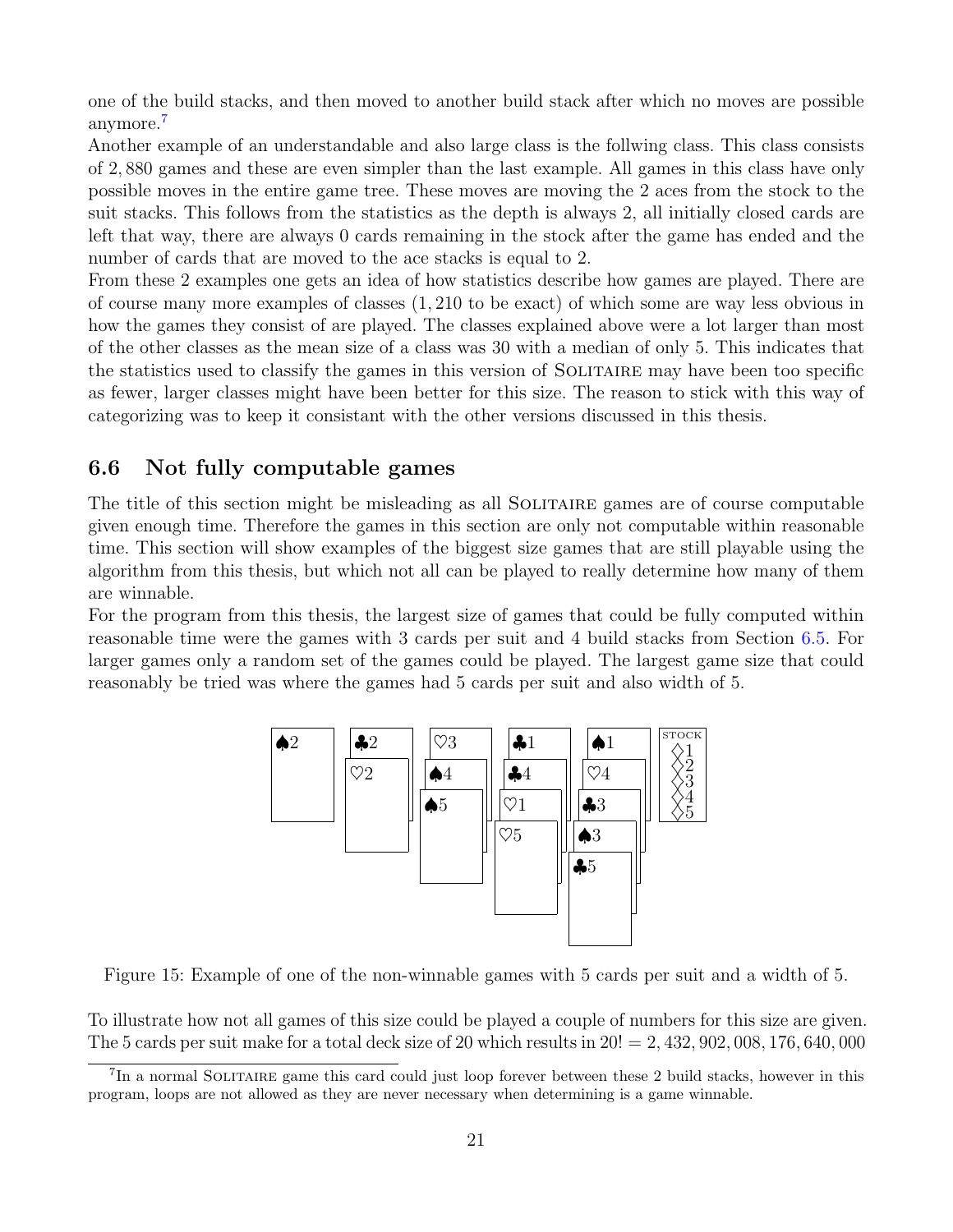one of the build stacks, and then moved to another build stack after which no moves are possible anymore.[7]

Another example of an understandable and also large class is the follwing class. This class consists of 2,880 games and these are even simpler than the last example. All games in this class have only possible moves in the entire game tree. These moves are moving the 2 aces from the stock to the suit stacks. This follows from the statistics as the depth is always 2, all initially closed cards are left that way, there are always 0 cards remaining in the stock after the game has ended and the number of cards that are moved to the ace stacks is equal to 2.

From these 2 examples one gets an idea of how statistics describe how games are played. There are of course many more examples of classes (1,210 to be exact) of which some are way less obvious in how the games they consist of are played. The classes explained above were a lot larger than most of the other classes as the mean size of a class was 30 with a median of only 5. This indicates that the statistics used to classify the games in this version of SOLITAIRE may have been too specific as fewer, larger classes might have been better for this size. The reason to stick with this way of categorizing was to keep it consistant with the other versions discussed in this thesis.

## 6.6 Not fully computable games

The title of this section might be misleading as all SOLITAIRE games are of course computable given enough time. Therefore the games in this section are only not computable within reasonable time. This section will show examples of the biggest size games that are still playable using the algorithm from this thesis, but which not all can be played to really determine how many of them are winnable.

For the program from this thesis, the largest size of games that could be fully computed within reasonable time were the games with 3 cards per suit and 4 build stacks from Section 6.5. For larger games only a random set of the games could be played. The largest game size that could reasonably be tried was where the games had 5 cards per suit and also width of 5.

Figure 15: Example of one of the non-winnable games with 5 cards per suit and a width of 5.

To illustrate how not all games of this size could be played a couple of numbers for this size are given. The 5 cards per suit make for a total deck size of 20 which results in $20! = 2,432,902,008,176,640,000$

[7] In a normal SOLITAIRE game this card could just loop forever between these 2 build stacks, however in this program, loops are not allowed as they are never necessary when determining is a game winnable.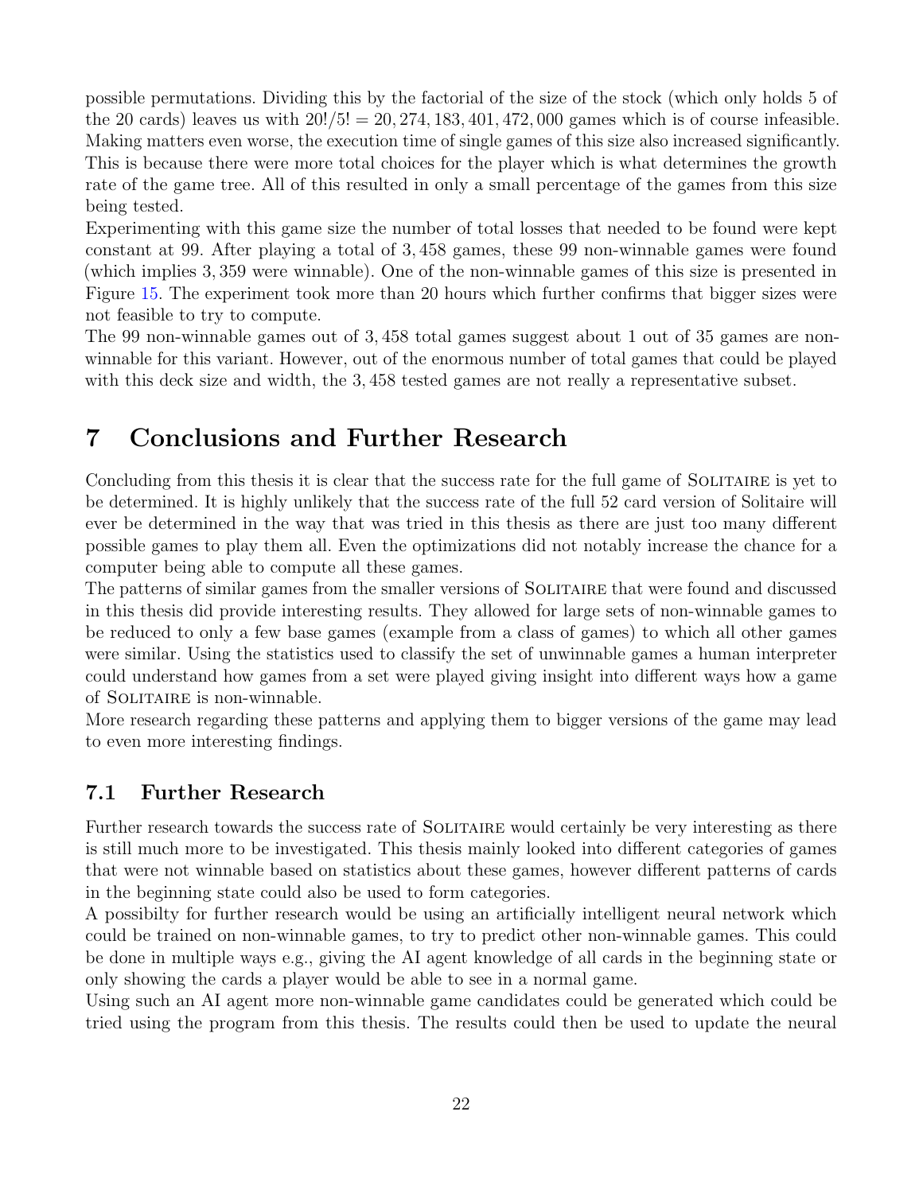possible permutations. Dividing this by the factorial of the size of the stock (which only holds 5 of the 20 cards) leaves us with $20!/5! = 20,274,183,401,472,000$ games which is of course infeasible. Making matters even worse, the execution time of single games of this size also increased significantly. This is because there were more total choices for the player which is what determines the growth rate of the game tree. All of this resulted in only a small percentage of the games from this size being tested.

Experimenting with this game size the number of total losses that needed to be found were kept constant at 99. After playing a total of 3,458 games, these 99 non-winnable games were found (which implies 3,359 were winnable). One of the non-winnable games of this size is presented in Figure 15. The experiment took more than 20 hours which further confirms that bigger sizes were not feasible to try to compute.

The 99 non-winnable games out of 3,458 total games suggest about 1 out of 35 games are non-winnable for this variant. However, out of the enormous number of total games that could be played with this deck size and width, the 3,458 tested games are not really a representative subset.

# 7 Conclusions and Further Research

Concluding from this thesis it is clear that the success rate for the full game of Solitaire is yet to be determined. It is highly unlikely that the success rate of the full 52 card version of Solitaire will ever be determined in the way that was tried in this thesis as there are just too many different possible games to play them all. Even the optimizations did not notably increase the chance for a computer being able to compute all these games.

The patterns of similar games from the smaller versions of Solitaire that were found and discussed in this thesis did provide interesting results. They allowed for large sets of non-winnable games to be reduced to only a few base games (example from a class of games) to which all other games were similar. Using the statistics used to classify the set of unwinnable games a human interpreter could understand how games from a set were played giving insight into different ways how a game of Solitaire is non-winnable.

More research regarding these patterns and applying them to bigger versions of the game may lead to even more interesting findings.

## 7.1 Further Research

Further research towards the success rate of Solitaire would certainly be very interesting as there is still much more to be investigated. This thesis mainly looked into different categories of games that were not winnable based on statistics about these games, however different patterns of cards in the beginning state could also be used to form categories.

A possibilty for further research would be using an artificially intelligent neural network which could be trained on non-winnable games, to try to predict other non-winnable games. This could be done in multiple ways e.g., giving the AI agent knowledge of all cards in the beginning state or only showing the cards a player would be able to see in a normal game.

Using such an AI agent more non-winnable game candidates could be generated which could be tried using the program from this thesis. The results could then be used to update the neural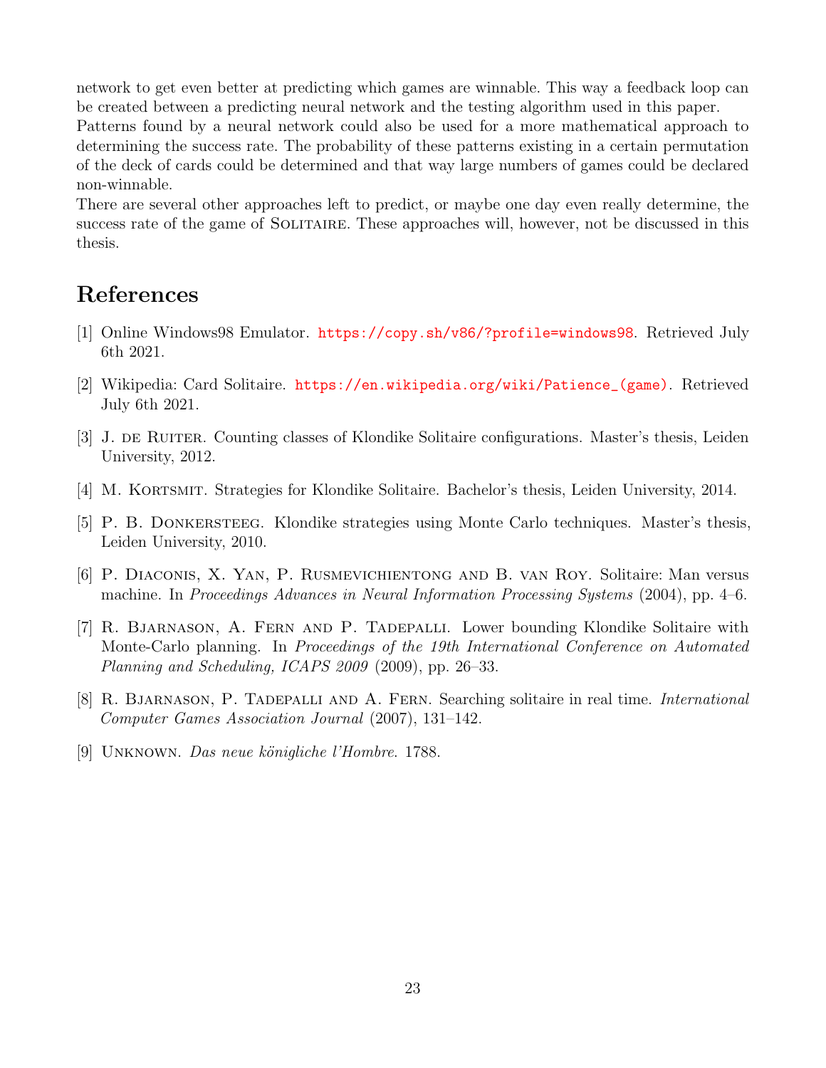network to get even better at predicting which games are winnable. This way a feedback loop can be created between a predicting neural network and the testing algorithm used in this paper.
Patterns found by a neural network could also be used for a more mathematical approach to determining the success rate. The probability of these patterns existing in a certain permutation of the deck of cards could be determined and that way large numbers of games could be declared non-winnable.
There are several other approaches left to predict, or maybe one day even really determine, the success rate of the game of Solitaire. These approaches will, however, not be discussed in this thesis.

## References

[1] Online Windows98 Emulator. https://copy.sh/v86/?profile=windows98. Retrieved July 6th 2021.

[2] Wikipedia: Card Solitaire. https://en.wikipedia.org/wiki/Patience_(game). Retrieved July 6th 2021.

[3] J. de Ruiter. Counting classes of Klondike Solitaire configurations. Master's thesis, Leiden University, 2012.

[4] M. Kortsmit. Strategies for Klondike Solitaire. Bachelor's thesis, Leiden University, 2014.

[5] P. B. Donkersteeg. Klondike strategies using Monte Carlo techniques. Master's thesis, Leiden University, 2010.

[6] P. Diaconis, X. Yan, P. Rusmevichientong and B. van Roy. Solitaire: Man versus machine. In *Proceedings Advances in Neural Information Processing Systems* (2004), pp. 4–6.

[7] R. Bjarnason, A. Fern and P. Tadepalli. Lower bounding Klondike Solitaire with Monte-Carlo planning. In *Proceedings of the 19th International Conference on Automated Planning and Scheduling, ICAPS 2009* (2009), pp. 26–33.

[8] R. Bjarnason, P. Tadepalli and A. Fern. Searching solitaire in real time. *International Computer Games Association Journal* (2007), 131–142.

[9] Unknown. *Das neue königliche l'Hombre*. 1788.